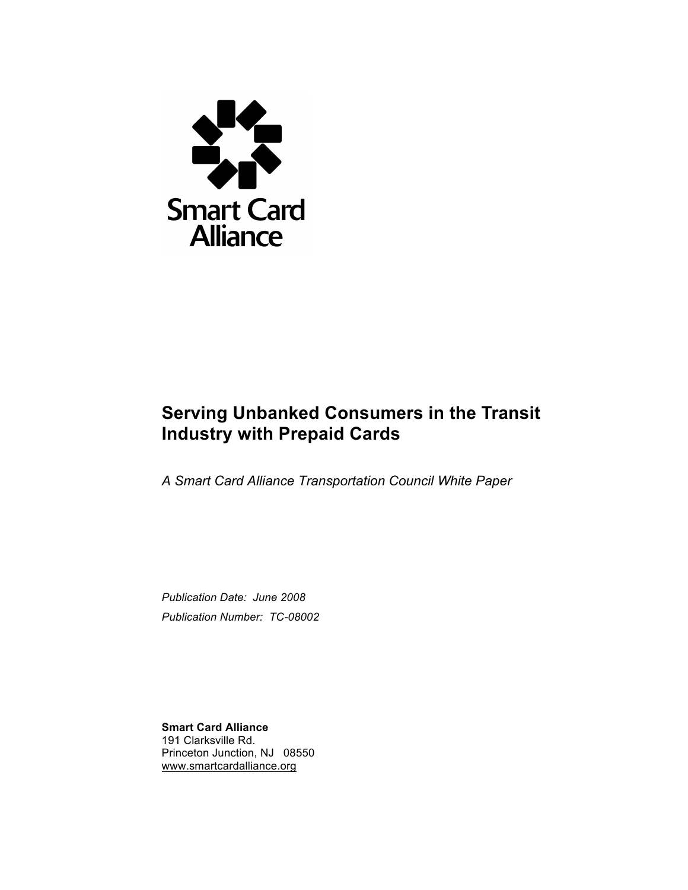Smart Card Alliance

# Serving Unbanked Consumers in the Transit Industry with Prepaid Cards

*A Smart Card Alliance Transportation Council White Paper*

*Publication Date: June 2008*

*Publication Number: TC-08002*

**Smart Card Alliance**
191 Clarksville Rd.
Princeton Junction, NJ 08550
www.smartcardalliance.org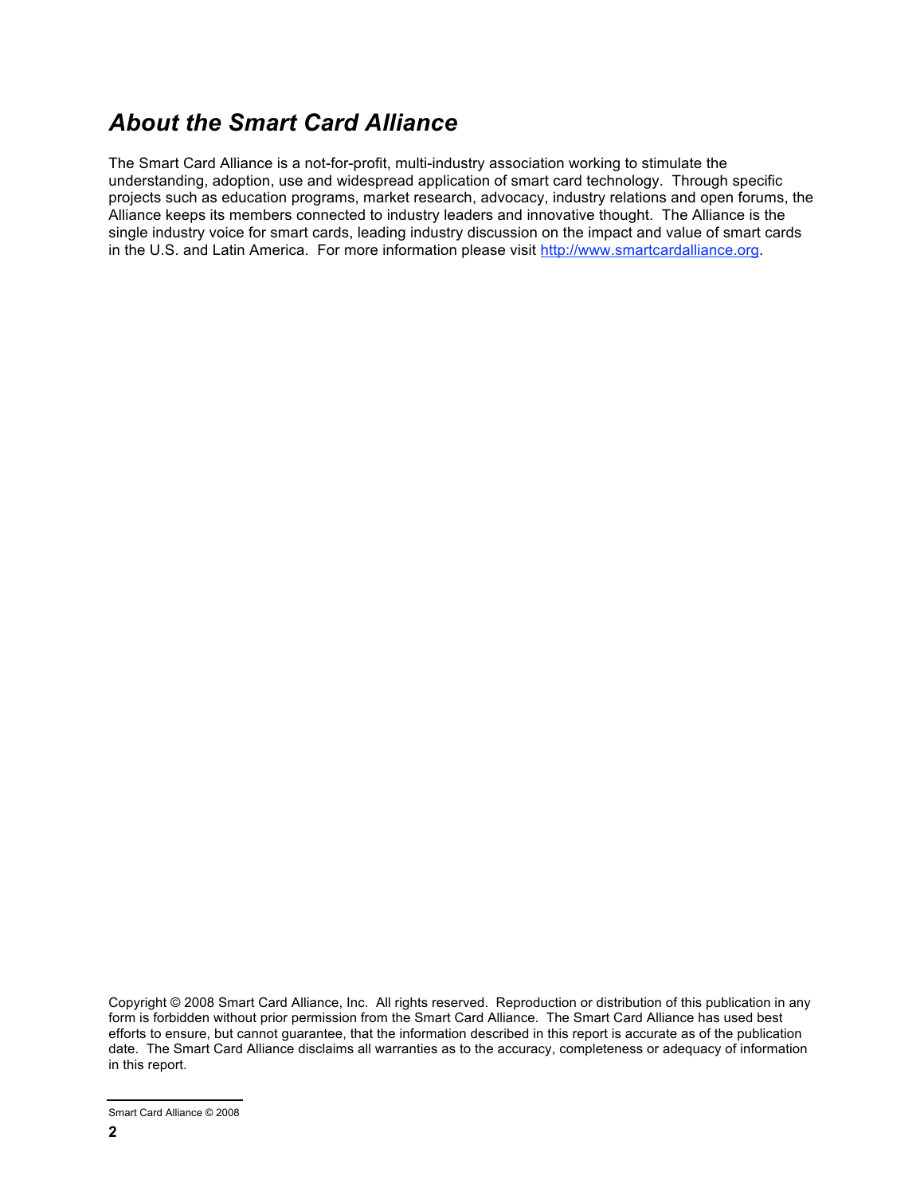## *About the Smart Card Alliance*

The Smart Card Alliance is a not-for-profit, multi-industry association working to stimulate the understanding, adoption, use and widespread application of smart card technology. Through specific projects such as education programs, market research, advocacy, industry relations and open forums, the Alliance keeps its members connected to industry leaders and innovative thought. The Alliance is the single industry voice for smart cards, leading industry discussion on the impact and value of smart cards in the U.S. and Latin America. For more information please visit [http://www.smartcardalliance.org](http://www.smartcardalliance.org).

Copyright © 2008 Smart Card Alliance, Inc. All rights reserved. Reproduction or distribution of this publication in any form is forbidden without prior permission from the Smart Card Alliance. The Smart Card Alliance has used best efforts to ensure, but cannot guarantee, that the information described in this report is accurate as of the publication date. The Smart Card Alliance disclaims all warranties as to the accuracy, completeness or adequacy of information in this report.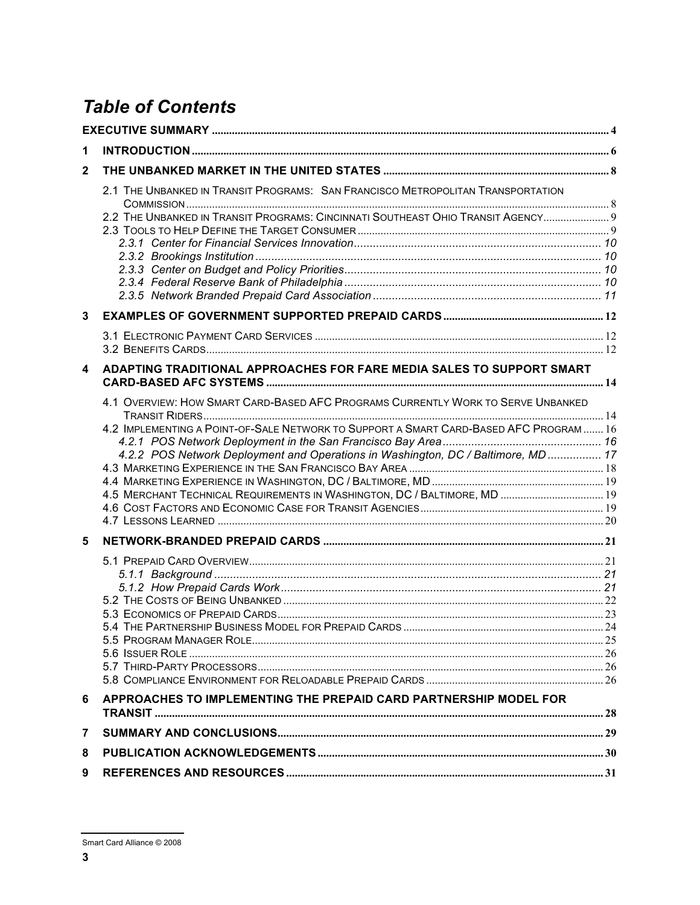# *Table of Contents*

**EXECUTIVE SUMMARY** .......... 4

**1 INTRODUCTION** .......... 6

**2 THE UNBANKED MARKET IN THE UNITED STATES** .......... 8

- 2.1 The Unbanked in Transit Programs: San Francisco Metropolitan Transportation Commission .......... 8
- 2.2 The Unbanked in Transit Programs: Cincinnati Southeast Ohio Transit Agency .......... 9
- 2.3 Tools to Help Define the Target Consumer .......... 9
  - *2.3.1 Center for Financial Services Innovation* .......... 10
  - *2.3.2 Brookings Institution* .......... 10
  - *2.3.3 Center on Budget and Policy Priorities* .......... 10
  - *2.3.4 Federal Reserve Bank of Philadelphia* .......... 10
  - *2.3.5 Network Branded Prepaid Card Association* .......... 11

**3 EXAMPLES OF GOVERNMENT SUPPORTED PREPAID CARDS** .......... 12

- 3.1 Electronic Payment Card Services .......... 12
- 3.2 Benefits Cards .......... 12

**4 ADAPTING TRADITIONAL APPROACHES FOR FARE MEDIA SALES TO SUPPORT SMART CARD-BASED AFC SYSTEMS** .......... 14

- 4.1 Overview: How Smart Card-Based AFC Programs Currently Work to Serve Unbanked Transit Riders .......... 14
- 4.2 Implementing a Point-of-Sale Network to Support a Smart Card-Based AFC Program .......... 16
  - *4.2.1 POS Network Deployment in the San Francisco Bay Area* .......... 16
  - *4.2.2 POS Network Deployment and Operations in Washington, DC / Baltimore, MD* .......... 17
- 4.3 Marketing Experience in the San Francisco Bay Area .......... 18
- 4.4 Marketing Experience in Washington, DC / Baltimore, MD .......... 19
- 4.5 Merchant Technical Requirements in Washington, DC / Baltimore, MD .......... 19
- 4.6 Cost Factors and Economic Case for Transit Agencies .......... 19
- 4.7 Lessons Learned .......... 20

**5 NETWORK-BRANDED PREPAID CARDS** .......... 21

- 5.1 Prepaid Card Overview .......... 21
  - *5.1.1 Background* .......... 21
  - *5.1.2 How Prepaid Cards Work* .......... 21
- 5.2 The Costs of Being Unbanked .......... 22
- 5.3 Economics of Prepaid Cards .......... 23
- 5.4 The Partnership Business Model for Prepaid Cards .......... 24
- 5.5 Program Manager Role .......... 25
- 5.6 Issuer Role .......... 26
- 5.7 Third-Party Processors .......... 26
- 5.8 Compliance Environment for Reloadable Prepaid Cards .......... 26

**6 APPROACHES TO IMPLEMENTING THE PREPAID CARD PARTNERSHIP MODEL FOR TRANSIT** .......... 28

**7 SUMMARY AND CONCLUSIONS** .......... 29

**8 PUBLICATION ACKNOWLEDGEMENTS** .......... 30

**9 REFERENCES AND RESOURCES** .......... 31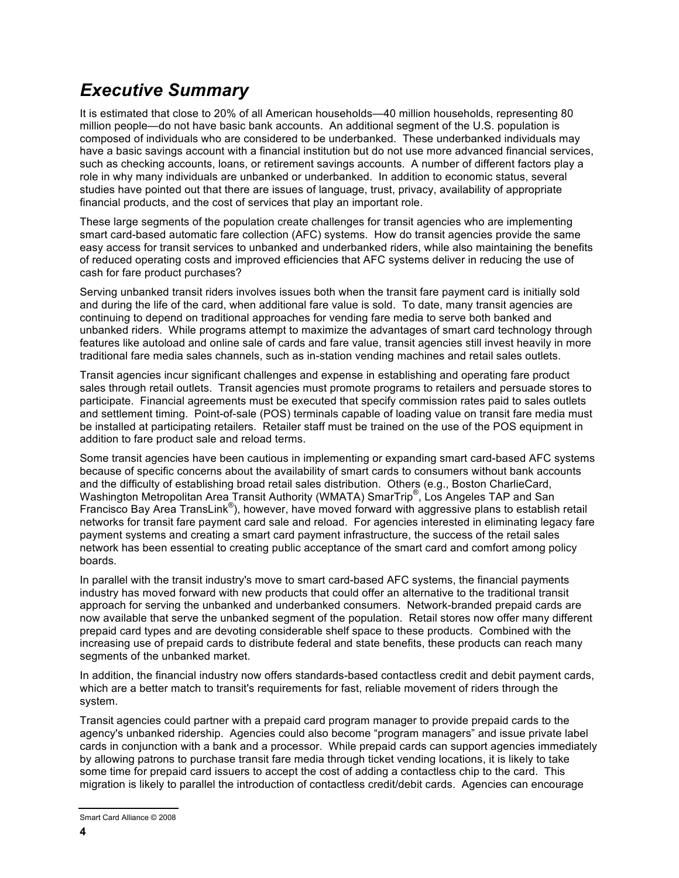# *Executive Summary*

It is estimated that close to 20% of all American households—40 million households, representing 80 million people—do not have basic bank accounts. An additional segment of the U.S. population is composed of individuals who are considered to be underbanked. These underbanked individuals may have a basic savings account with a financial institution but do not use more advanced financial services, such as checking accounts, loans, or retirement savings accounts. A number of different factors play a role in why many individuals are unbanked or underbanked. In addition to economic status, several studies have pointed out that there are issues of language, trust, privacy, availability of appropriate financial products, and the cost of services that play an important role.

These large segments of the population create challenges for transit agencies who are implementing smart card-based automatic fare collection (AFC) systems. How do transit agencies provide the same easy access for transit services to unbanked and underbanked riders, while also maintaining the benefits of reduced operating costs and improved efficiencies that AFC systems deliver in reducing the use of cash for fare product purchases?

Serving unbanked transit riders involves issues both when the transit fare payment card is initially sold and during the life of the card, when additional fare value is sold. To date, many transit agencies are continuing to depend on traditional approaches for vending fare media to serve both banked and unbanked riders. While programs attempt to maximize the advantages of smart card technology through features like autoload and online sale of cards and fare value, transit agencies still invest heavily in more traditional fare media sales channels, such as in-station vending machines and retail sales outlets.

Transit agencies incur significant challenges and expense in establishing and operating fare product sales through retail outlets. Transit agencies must promote programs to retailers and persuade stores to participate. Financial agreements must be executed that specify commission rates paid to sales outlets and settlement timing. Point-of-sale (POS) terminals capable of loading value on transit fare media must be installed at participating retailers. Retailer staff must be trained on the use of the POS equipment in addition to fare product sale and reload terms.

Some transit agencies have been cautious in implementing or expanding smart card-based AFC systems because of specific concerns about the availability of smart cards to consumers without bank accounts and the difficulty of establishing broad retail sales distribution. Others (e.g., Boston CharlieCard, Washington Metropolitan Area Transit Authority (WMATA) SmarTrip®, Los Angeles TAP and San Francisco Bay Area TransLink®), however, have moved forward with aggressive plans to establish retail networks for transit fare payment card sale and reload. For agencies interested in eliminating legacy fare payment systems and creating a smart card payment infrastructure, the success of the retail sales network has been essential to creating public acceptance of the smart card and comfort among policy boards.

In parallel with the transit industry's move to smart card-based AFC systems, the financial payments industry has moved forward with new products that could offer an alternative to the traditional transit approach for serving the unbanked and underbanked consumers. Network-branded prepaid cards are now available that serve the unbanked segment of the population. Retail stores now offer many different prepaid card types and are devoting considerable shelf space to these products. Combined with the increasing use of prepaid cards to distribute federal and state benefits, these products can reach many segments of the unbanked market.

In addition, the financial industry now offers standards-based contactless credit and debit payment cards, which are a better match to transit's requirements for fast, reliable movement of riders through the system.

Transit agencies could partner with a prepaid card program manager to provide prepaid cards to the agency's unbanked ridership. Agencies could also become "program managers" and issue private label cards in conjunction with a bank and a processor. While prepaid cards can support agencies immediately by allowing patrons to purchase transit fare media through ticket vending locations, it is likely to take some time for prepaid card issuers to accept the cost of adding a contactless chip to the card. This migration is likely to parallel the introduction of contactless credit/debit cards. Agencies can encourage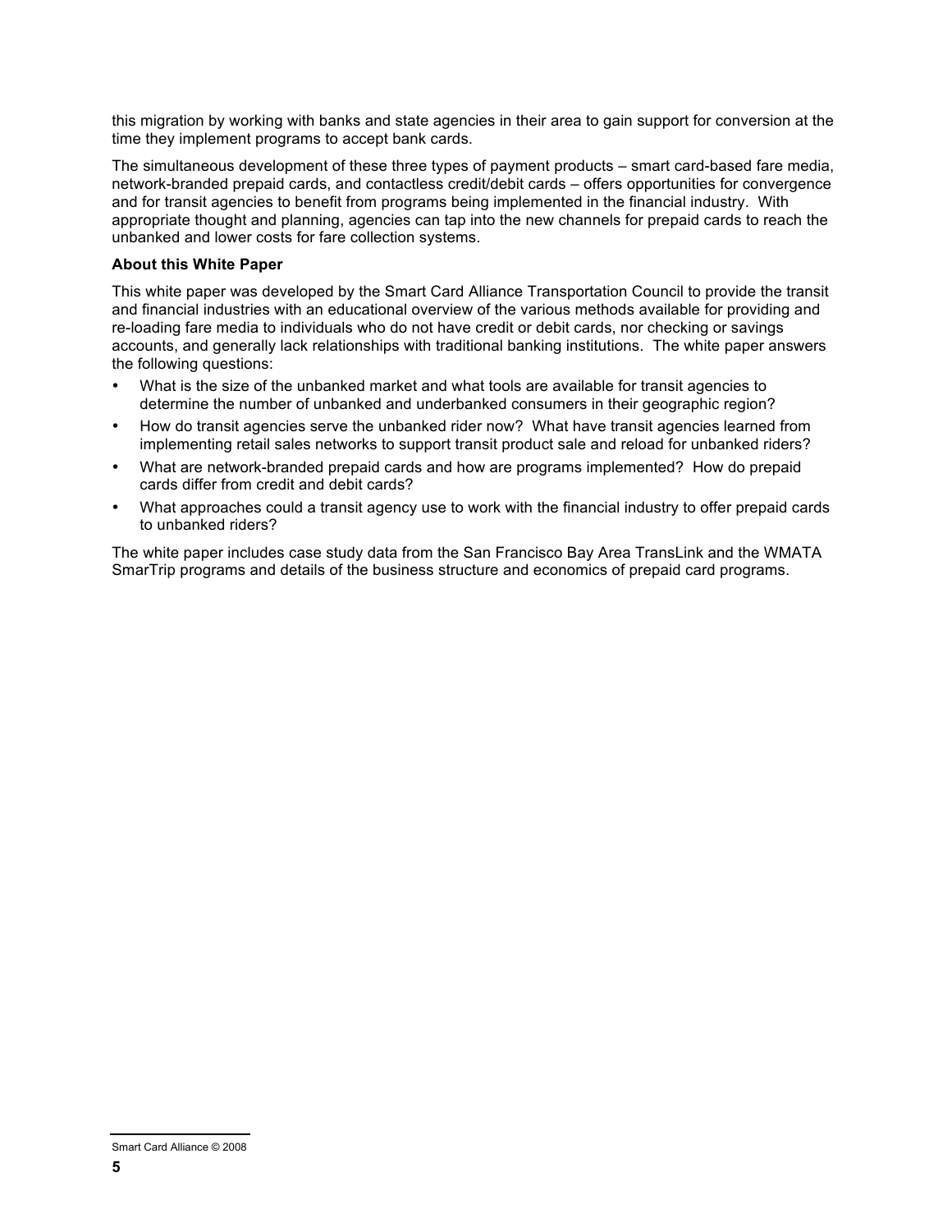this migration by working with banks and state agencies in their area to gain support for conversion at the time they implement programs to accept bank cards.

The simultaneous development of these three types of payment products – smart card-based fare media, network-branded prepaid cards, and contactless credit/debit cards – offers opportunities for convergence and for transit agencies to benefit from programs being implemented in the financial industry. With appropriate thought and planning, agencies can tap into the new channels for prepaid cards to reach the unbanked and lower costs for fare collection systems.

**About this White Paper**

This white paper was developed by the Smart Card Alliance Transportation Council to provide the transit and financial industries with an educational overview of the various methods available for providing and re-loading fare media to individuals who do not have credit or debit cards, nor checking or savings accounts, and generally lack relationships with traditional banking institutions. The white paper answers the following questions:

- What is the size of the unbanked market and what tools are available for transit agencies to determine the number of unbanked and underbanked consumers in their geographic region?
- How do transit agencies serve the unbanked rider now? What have transit agencies learned from implementing retail sales networks to support transit product sale and reload for unbanked riders?
- What are network-branded prepaid cards and how are programs implemented? How do prepaid cards differ from credit and debit cards?
- What approaches could a transit agency use to work with the financial industry to offer prepaid cards to unbanked riders?

The white paper includes case study data from the San Francisco Bay Area TransLink and the WMATA SmarTrip programs and details of the business structure and economics of prepaid card programs.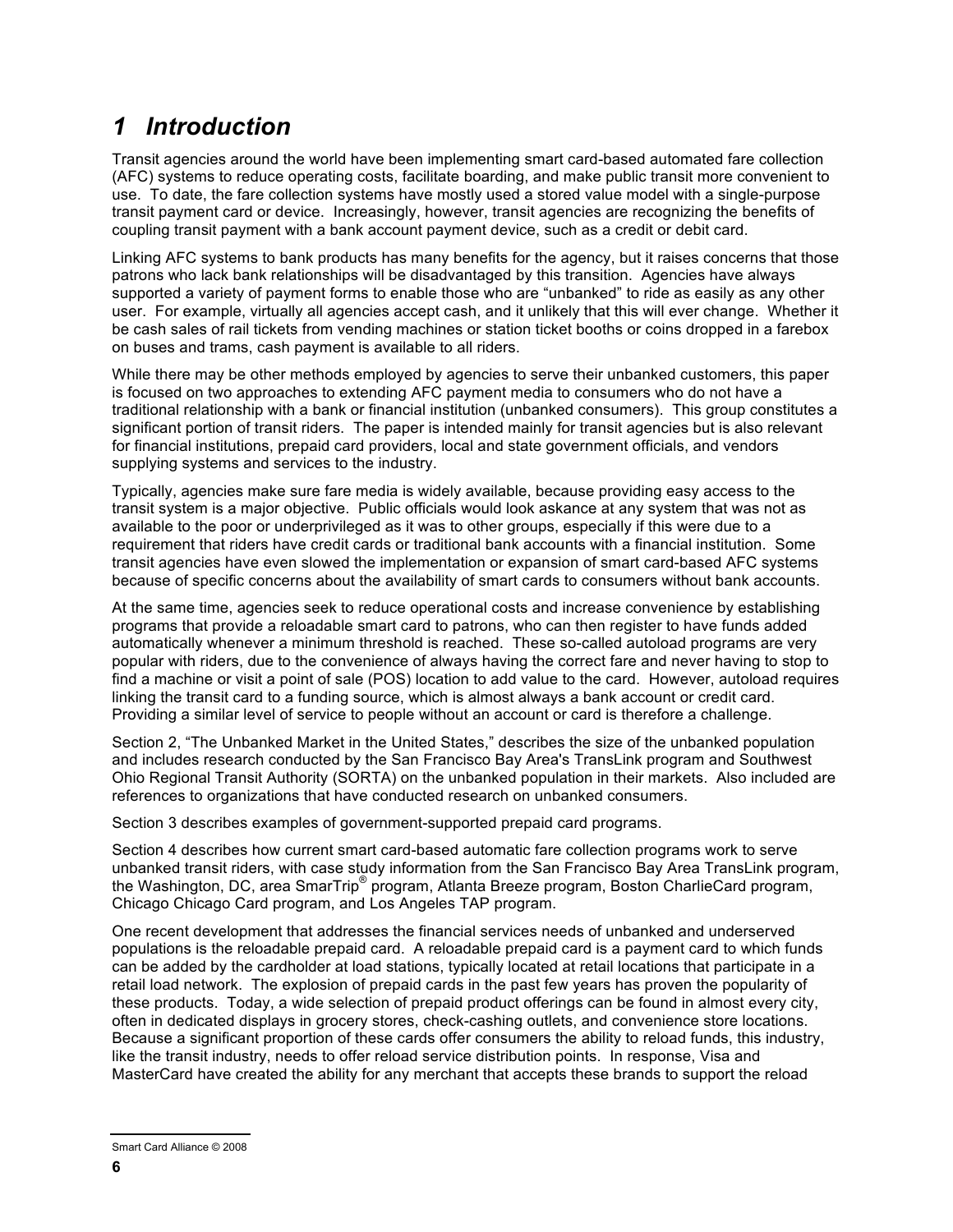# 1 Introduction

Transit agencies around the world have been implementing smart card-based automated fare collection (AFC) systems to reduce operating costs, facilitate boarding, and make public transit more convenient to use. To date, the fare collection systems have mostly used a stored value model with a single-purpose transit payment card or device. Increasingly, however, transit agencies are recognizing the benefits of coupling transit payment with a bank account payment device, such as a credit or debit card.

Linking AFC systems to bank products has many benefits for the agency, but it raises concerns that those patrons who lack bank relationships will be disadvantaged by this transition. Agencies have always supported a variety of payment forms to enable those who are "unbanked" to ride as easily as any other user. For example, virtually all agencies accept cash, and it unlikely that this will ever change. Whether it be cash sales of rail tickets from vending machines or station ticket booths or coins dropped in a farebox on buses and trams, cash payment is available to all riders.

While there may be other methods employed by agencies to serve their unbanked customers, this paper is focused on two approaches to extending AFC payment media to consumers who do not have a traditional relationship with a bank or financial institution (unbanked consumers). This group constitutes a significant portion of transit riders. The paper is intended mainly for transit agencies but is also relevant for financial institutions, prepaid card providers, local and state government officials, and vendors supplying systems and services to the industry.

Typically, agencies make sure fare media is widely available, because providing easy access to the transit system is a major objective. Public officials would look askance at any system that was not as available to the poor or underprivileged as it was to other groups, especially if this were due to a requirement that riders have credit cards or traditional bank accounts with a financial institution. Some transit agencies have even slowed the implementation or expansion of smart card-based AFC systems because of specific concerns about the availability of smart cards to consumers without bank accounts.

At the same time, agencies seek to reduce operational costs and increase convenience by establishing programs that provide a reloadable smart card to patrons, who can then register to have funds added automatically whenever a minimum threshold is reached. These so-called autoload programs are very popular with riders, due to the convenience of always having the correct fare and never having to stop to find a machine or visit a point of sale (POS) location to add value to the card. However, autoload requires linking the transit card to a funding source, which is almost always a bank account or credit card. Providing a similar level of service to people without an account or card is therefore a challenge.

Section 2, "The Unbanked Market in the United States," describes the size of the unbanked population and includes research conducted by the San Francisco Bay Area's TransLink program and Southwest Ohio Regional Transit Authority (SORTA) on the unbanked population in their markets. Also included are references to organizations that have conducted research on unbanked consumers.

Section 3 describes examples of government-supported prepaid card programs.

Section 4 describes how current smart card-based automatic fare collection programs work to serve unbanked transit riders, with case study information from the San Francisco Bay Area TransLink program, the Washington, DC, area SmarTrip® program, Atlanta Breeze program, Boston CharlieCard program, Chicago Chicago Card program, and Los Angeles TAP program.

One recent development that addresses the financial services needs of unbanked and underserved populations is the reloadable prepaid card. A reloadable prepaid card is a payment card to which funds can be added by the cardholder at load stations, typically located at retail locations that participate in a retail load network. The explosion of prepaid cards in the past few years has proven the popularity of these products. Today, a wide selection of prepaid product offerings can be found in almost every city, often in dedicated displays in grocery stores, check-cashing outlets, and convenience store locations. Because a significant proportion of these cards offer consumers the ability to reload funds, this industry, like the transit industry, needs to offer reload service distribution points. In response, Visa and MasterCard have created the ability for any merchant that accepts these brands to support the reload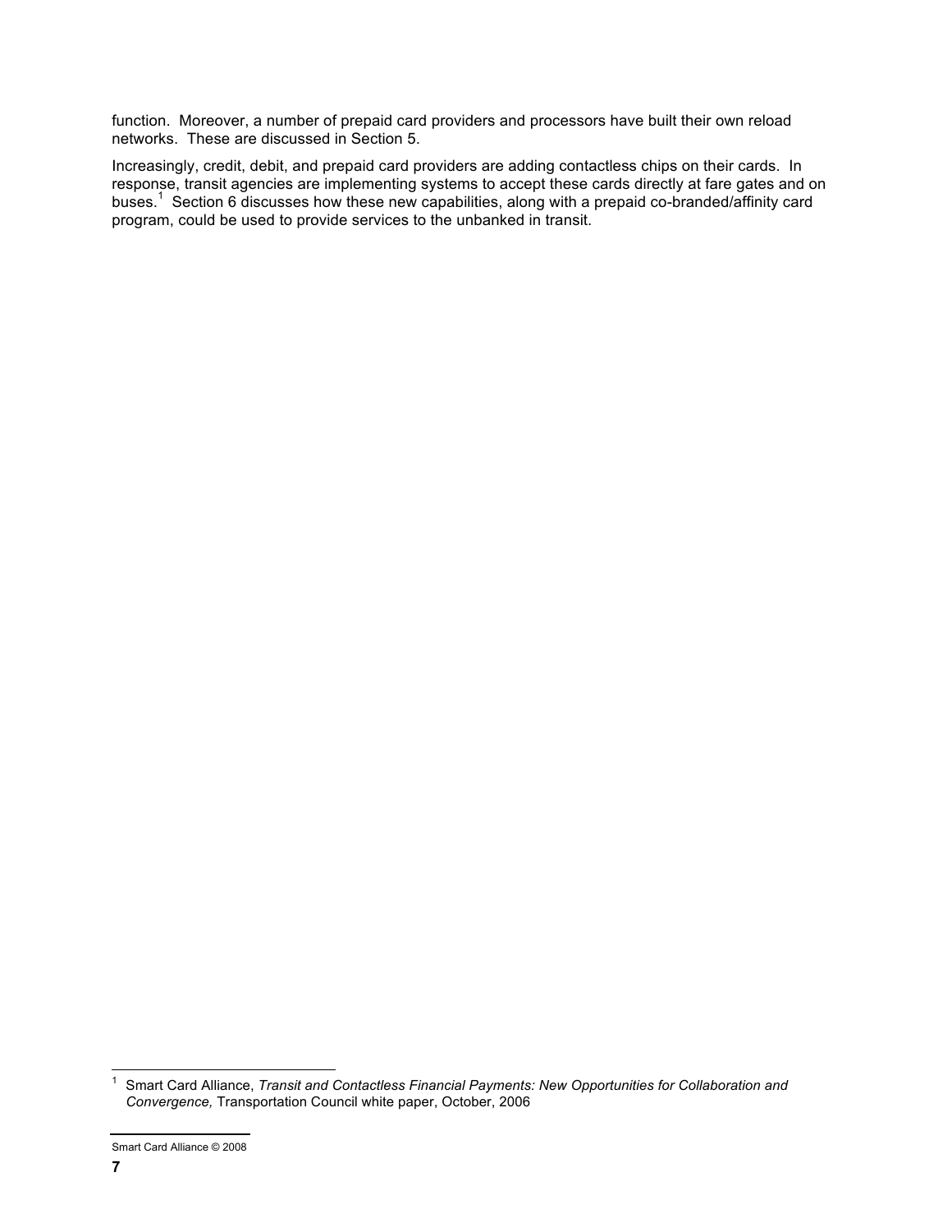function. Moreover, a number of prepaid card providers and processors have built their own reload networks. These are discussed in Section 5.

Increasingly, credit, debit, and prepaid card providers are adding contactless chips on their cards. In response, transit agencies are implementing systems to accept these cards directly at fare gates and on buses.[1] Section 6 discusses how these new capabilities, along with a prepaid co-branded/affinity card program, could be used to provide services to the unbanked in transit.

---

[1] Smart Card Alliance, *Transit and Contactless Financial Payments: New Opportunities for Collaboration and Convergence,* Transportation Council white paper, October, 2006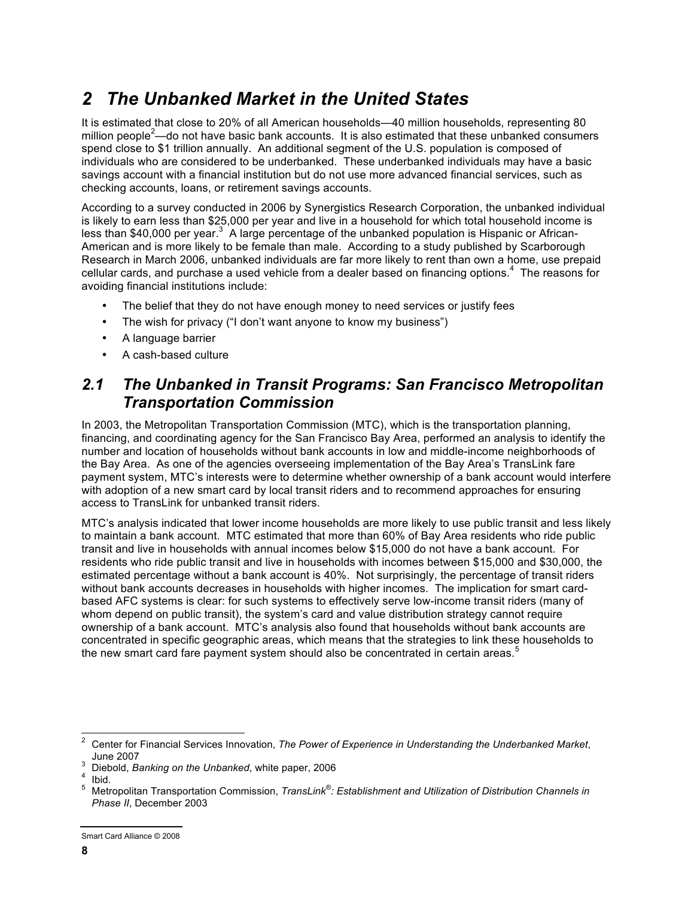# 2 The Unbanked Market in the United States

It is estimated that close to 20% of all American households—40 million households, representing 80 million people[2]—do not have basic bank accounts. It is also estimated that these unbanked consumers spend close to $1 trillion annually. An additional segment of the U.S. population is composed of individuals who are considered to be underbanked. These underbanked individuals may have a basic savings account with a financial institution but do not use more advanced financial services, such as checking accounts, loans, or retirement savings accounts.

According to a survey conducted in 2006 by Synergistics Research Corporation, the unbanked individual is likely to earn less than $25,000 per year and live in a household for which total household income is less than $40,000 per year.[3] A large percentage of the unbanked population is Hispanic or African-American and is more likely to be female than male. According to a study published by Scarborough Research in March 2006, unbanked individuals are far more likely to rent than own a home, use prepaid cellular cards, and purchase a used vehicle from a dealer based on financing options.[4] The reasons for avoiding financial institutions include:

- The belief that they do not have enough money to need services or justify fees
- The wish for privacy ("I don't want anyone to know my business")
- A language barrier
- A cash-based culture

## 2.1 The Unbanked in Transit Programs: San Francisco Metropolitan Transportation Commission

In 2003, the Metropolitan Transportation Commission (MTC), which is the transportation planning, financing, and coordinating agency for the San Francisco Bay Area, performed an analysis to identify the number and location of households without bank accounts in low and middle-income neighborhoods of the Bay Area. As one of the agencies overseeing implementation of the Bay Area's TransLink fare payment system, MTC's interests were to determine whether ownership of a bank account would interfere with adoption of a new smart card by local transit riders and to recommend approaches for ensuring access to TransLink for unbanked transit riders.

MTC's analysis indicated that lower income households are more likely to use public transit and less likely to maintain a bank account. MTC estimated that more than 60% of Bay Area residents who ride public transit and live in households with annual incomes below $15,000 do not have a bank account. For residents who ride public transit and live in households with incomes between $15,000 and $30,000, the estimated percentage without a bank account is 40%. Not surprisingly, the percentage of transit riders without bank accounts decreases in households with higher incomes. The implication for smart card-based AFC systems is clear: for such systems to effectively serve low-income transit riders (many of whom depend on public transit), the system's card and value distribution strategy cannot require ownership of a bank account. MTC's analysis also found that households without bank accounts are concentrated in specific geographic areas, which means that the strategies to link these households to the new smart card fare payment system should also be concentrated in certain areas.[5]

---

[2] Center for Financial Services Innovation, *The Power of Experience in Understanding the Underbanked Market*, June 2007

[3] Diebold, *Banking on the Unbanked*, white paper, 2006

[4] Ibid.

[5] Metropolitan Transportation Commission, *TransLink®: Establishment and Utilization of Distribution Channels in Phase II*, December 2003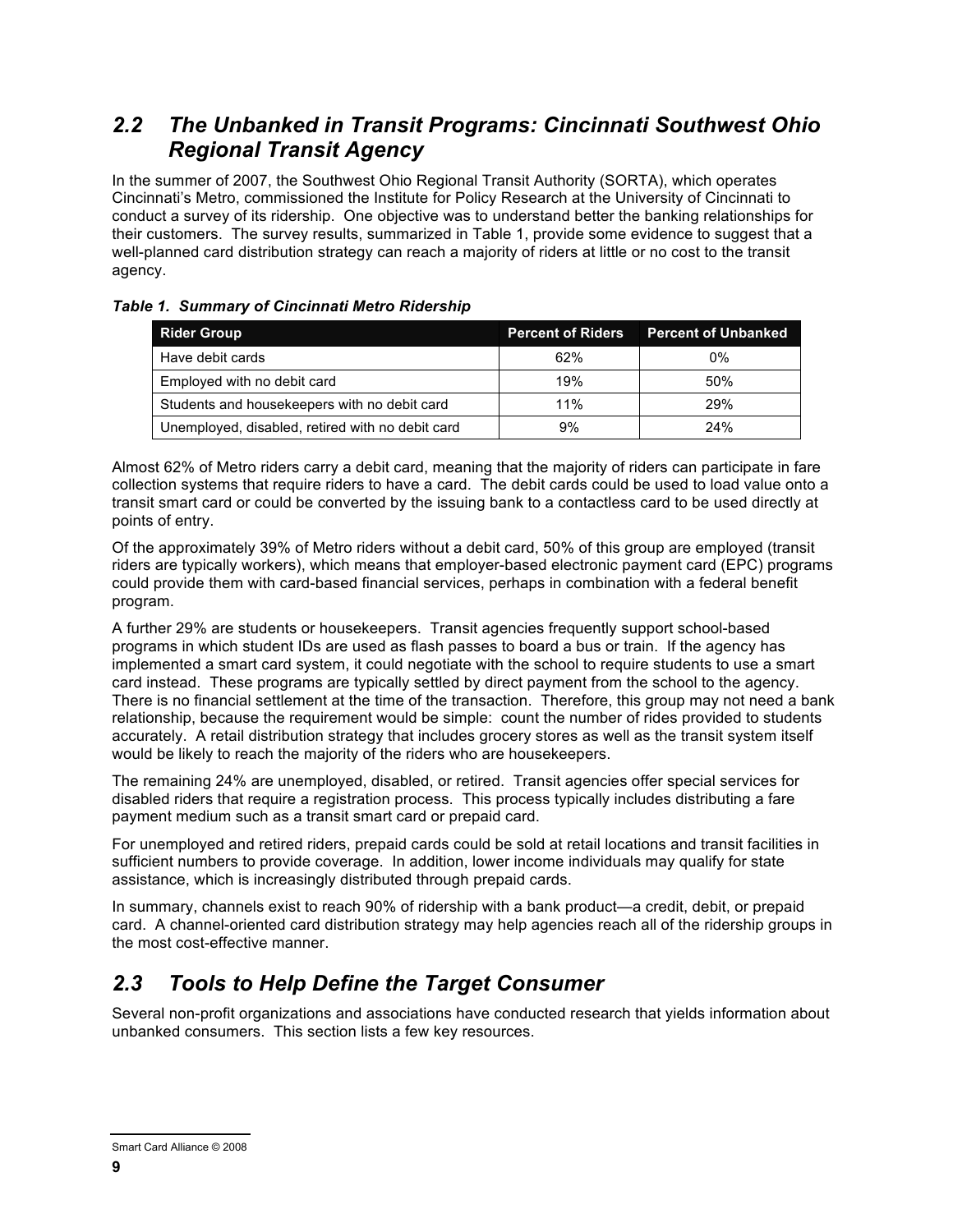## *2.2 The Unbanked in Transit Programs: Cincinnati Southwest Ohio Regional Transit Agency*

In the summer of 2007, the Southwest Ohio Regional Transit Authority (SORTA), which operates Cincinnati's Metro, commissioned the Institute for Policy Research at the University of Cincinnati to conduct a survey of its ridership. One objective was to understand better the banking relationships for their customers. The survey results, summarized in Table 1, provide some evidence to suggest that a well-planned card distribution strategy can reach a majority of riders at little or no cost to the transit agency.

***Table 1. Summary of Cincinnati Metro Ridership***

| Rider Group | Percent of Riders | Percent of Unbanked |
|---|---|---|
| Have debit cards | 62% | 0% |
| Employed with no debit card | 19% | 50% |
| Students and housekeepers with no debit card | 11% | 29% |
| Unemployed, disabled, retired with no debit card | 9% | 24% |

Almost 62% of Metro riders carry a debit card, meaning that the majority of riders can participate in fare collection systems that require riders to have a card. The debit cards could be used to load value onto a transit smart card or could be converted by the issuing bank to a contactless card to be used directly at points of entry.

Of the approximately 39% of Metro riders without a debit card, 50% of this group are employed (transit riders are typically workers), which means that employer-based electronic payment card (EPC) programs could provide them with card-based financial services, perhaps in combination with a federal benefit program.

A further 29% are students or housekeepers. Transit agencies frequently support school-based programs in which student IDs are used as flash passes to board a bus or train. If the agency has implemented a smart card system, it could negotiate with the school to require students to use a smart card instead. These programs are typically settled by direct payment from the school to the agency. There is no financial settlement at the time of the transaction. Therefore, this group may not need a bank relationship, because the requirement would be simple: count the number of rides provided to students accurately. A retail distribution strategy that includes grocery stores as well as the transit system itself would be likely to reach the majority of the riders who are housekeepers.

The remaining 24% are unemployed, disabled, or retired. Transit agencies offer special services for disabled riders that require a registration process. This process typically includes distributing a fare payment medium such as a transit smart card or prepaid card.

For unemployed and retired riders, prepaid cards could be sold at retail locations and transit facilities in sufficient numbers to provide coverage. In addition, lower income individuals may qualify for state assistance, which is increasingly distributed through prepaid cards.

In summary, channels exist to reach 90% of ridership with a bank product—a credit, debit, or prepaid card. A channel-oriented card distribution strategy may help agencies reach all of the ridership groups in the most cost-effective manner.

## *2.3 Tools to Help Define the Target Consumer*

Several non-profit organizations and associations have conducted research that yields information about unbanked consumers. This section lists a few key resources.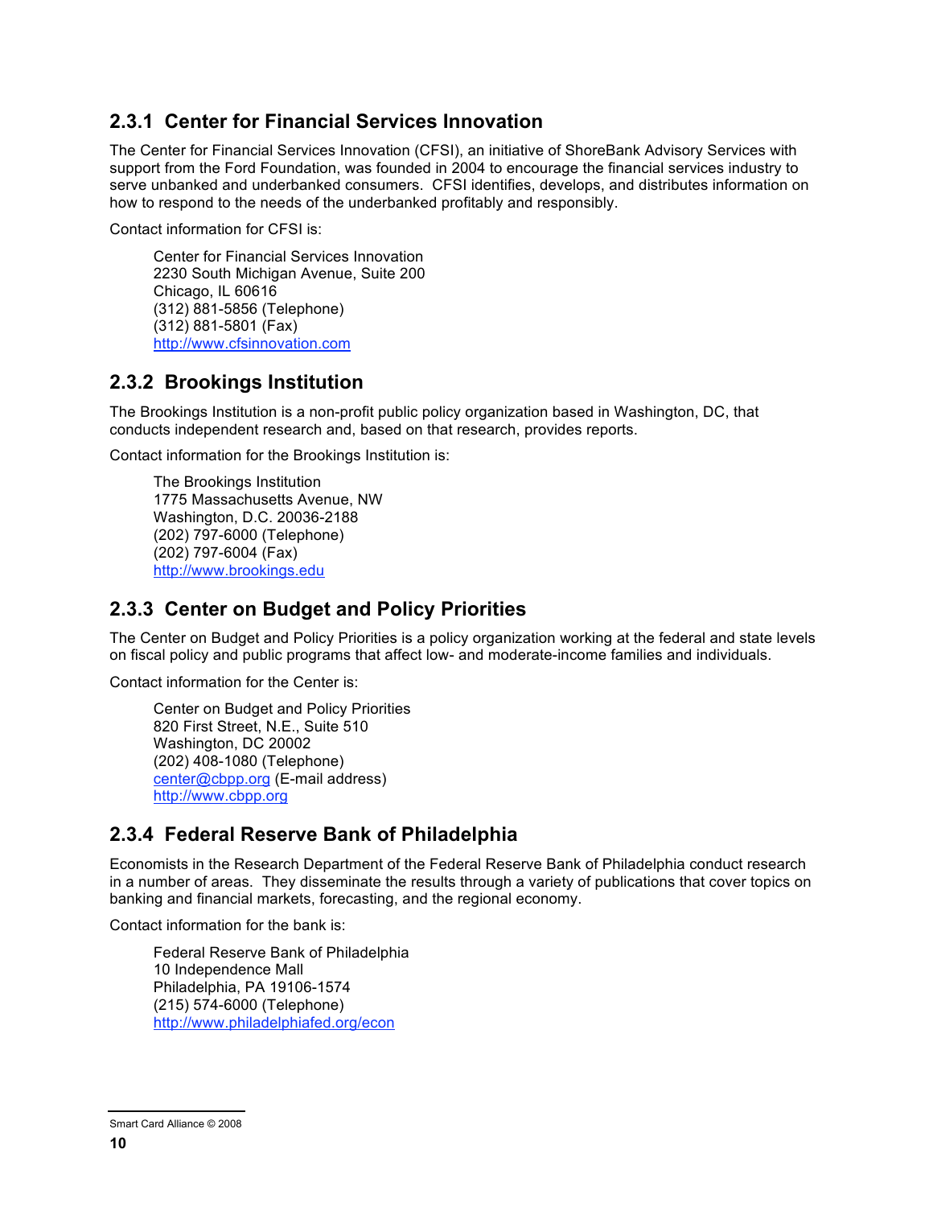### 2.3.1 Center for Financial Services Innovation

The Center for Financial Services Innovation (CFSI), an initiative of ShoreBank Advisory Services with support from the Ford Foundation, was founded in 2004 to encourage the financial services industry to serve unbanked and underbanked consumers. CFSI identifies, develops, and distributes information on how to respond to the needs of the underbanked profitably and responsibly.

Contact information for CFSI is:

> Center for Financial Services Innovation
> 2230 South Michigan Avenue, Suite 200
> Chicago, IL 60616
> (312) 881-5856 (Telephone)
> (312) 881-5801 (Fax)
> http://www.cfsinnovation.com

### 2.3.2 Brookings Institution

The Brookings Institution is a non-profit public policy organization based in Washington, DC, that conducts independent research and, based on that research, provides reports.

Contact information for the Brookings Institution is:

> The Brookings Institution
> 1775 Massachusetts Avenue, NW
> Washington, D.C. 20036-2188
> (202) 797-6000 (Telephone)
> (202) 797-6004 (Fax)
> http://www.brookings.edu

### 2.3.3 Center on Budget and Policy Priorities

The Center on Budget and Policy Priorities is a policy organization working at the federal and state levels on fiscal policy and public programs that affect low- and moderate-income families and individuals.

Contact information for the Center is:

> Center on Budget and Policy Priorities
> 820 First Street, N.E., Suite 510
> Washington, DC 20002
> (202) 408-1080 (Telephone)
> center@cbpp.org (E-mail address)
> http://www.cbpp.org

### 2.3.4 Federal Reserve Bank of Philadelphia

Economists in the Research Department of the Federal Reserve Bank of Philadelphia conduct research in a number of areas. They disseminate the results through a variety of publications that cover topics on banking and financial markets, forecasting, and the regional economy.

Contact information for the bank is:

> Federal Reserve Bank of Philadelphia
> 10 Independence Mall
> Philadelphia, PA 19106-1574
> (215) 574-6000 (Telephone)
> http://www.philadelphiafed.org/econ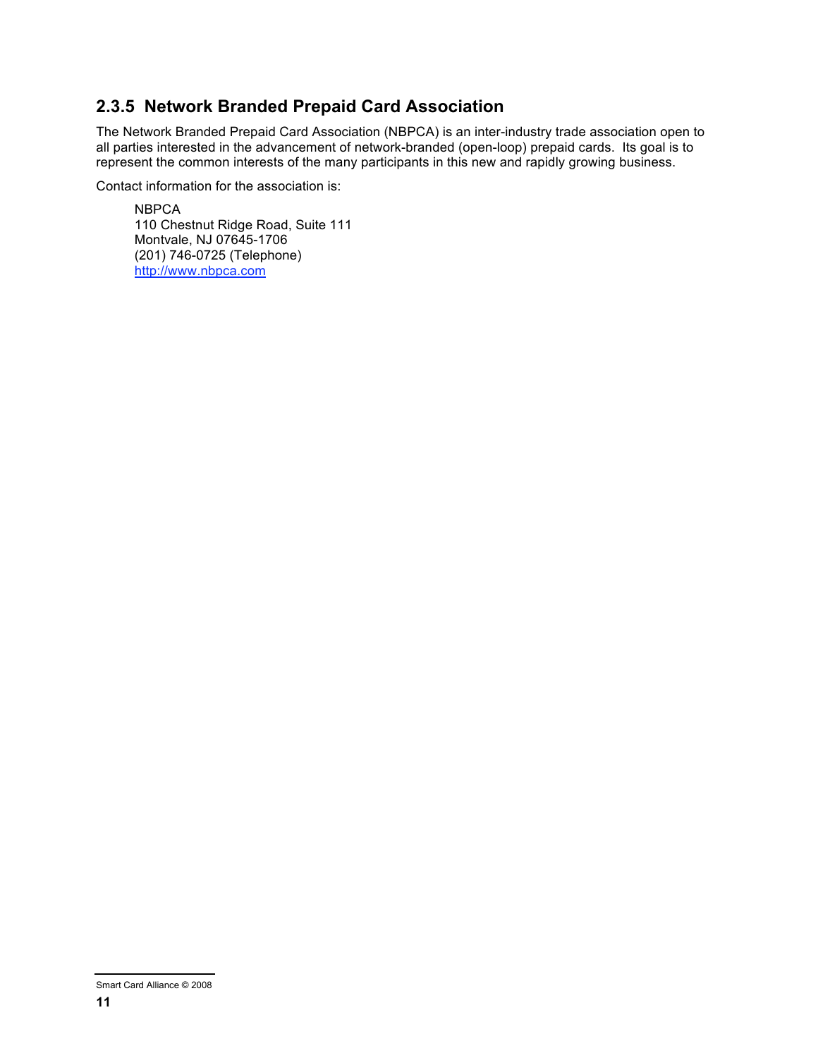### 2.3.5 Network Branded Prepaid Card Association

The Network Branded Prepaid Card Association (NBPCA) is an inter-industry trade association open to all parties interested in the advancement of network-branded (open-loop) prepaid cards. Its goal is to represent the common interests of the many participants in this new and rapidly growing business.

Contact information for the association is:

> NBPCA
> 110 Chestnut Ridge Road, Suite 111
> Montvale, NJ 07645-1706
> (201) 746-0725 (Telephone)
> http://www.nbpca.com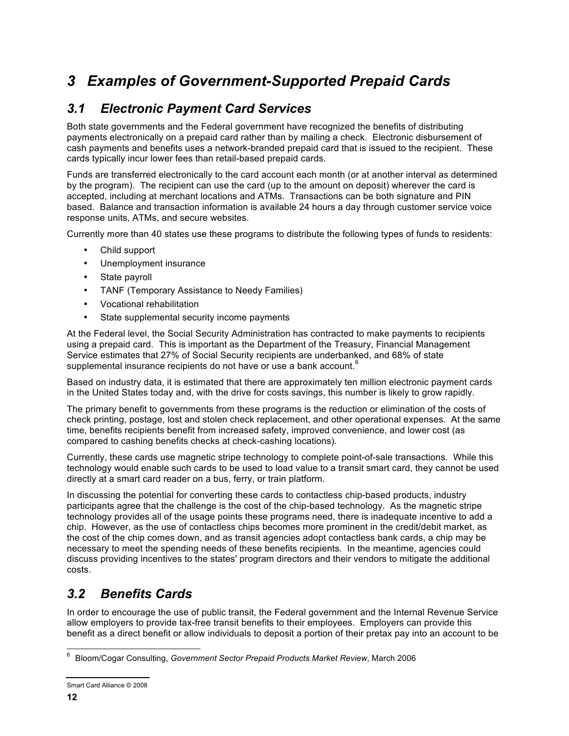# 3 Examples of Government-Supported Prepaid Cards

## 3.1 Electronic Payment Card Services

Both state governments and the Federal government have recognized the benefits of distributing payments electronically on a prepaid card rather than by mailing a check. Electronic disbursement of cash payments and benefits uses a network-branded prepaid card that is issued to the recipient. These cards typically incur lower fees than retail-based prepaid cards.

Funds are transferred electronically to the card account each month (or at another interval as determined by the program). The recipient can use the card (up to the amount on deposit) wherever the card is accepted, including at merchant locations and ATMs. Transactions can be both signature and PIN based. Balance and transaction information is available 24 hours a day through customer service voice response units, ATMs, and secure websites.

Currently more than 40 states use these programs to distribute the following types of funds to residents:

- Child support
- Unemployment insurance
- State payroll
- TANF (Temporary Assistance to Needy Families)
- Vocational rehabilitation
- State supplemental security income payments

At the Federal level, the Social Security Administration has contracted to make payments to recipients using a prepaid card. This is important as the Department of the Treasury, Financial Management Service estimates that 27% of Social Security recipients are underbanked, and 68% of state supplemental insurance recipients do not have or use a bank account.[6]

Based on industry data, it is estimated that there are approximately ten million electronic payment cards in the United States today and, with the drive for costs savings, this number is likely to grow rapidly.

The primary benefit to governments from these programs is the reduction or elimination of the costs of check printing, postage, lost and stolen check replacement, and other operational expenses. At the same time, benefits recipients benefit from increased safety, improved convenience, and lower cost (as compared to cashing benefits checks at check-cashing locations).

Currently, these cards use magnetic stripe technology to complete point-of-sale transactions. While this technology would enable such cards to be used to load value to a transit smart card, they cannot be used directly at a smart card reader on a bus, ferry, or train platform.

In discussing the potential for converting these cards to contactless chip-based products, industry participants agree that the challenge is the cost of the chip-based technology. As the magnetic stripe technology provides all of the usage points these programs need, there is inadequate incentive to add a chip. However, as the use of contactless chips becomes more prominent in the credit/debit market, as the cost of the chip comes down, and as transit agencies adopt contactless bank cards, a chip may be necessary to meet the spending needs of these benefits recipients. In the meantime, agencies could discuss providing incentives to the states' program directors and their vendors to mitigate the additional costs.

## 3.2 Benefits Cards

In order to encourage the use of public transit, the Federal government and the Internal Revenue Service allow employers to provide tax-free transit benefits to their employees. Employers can provide this benefit as a direct benefit or allow individuals to deposit a portion of their pretax pay into an account to be

---

[6] Bloom/Cogar Consulting, *Government Sector Prepaid Products Market Review*, March 2006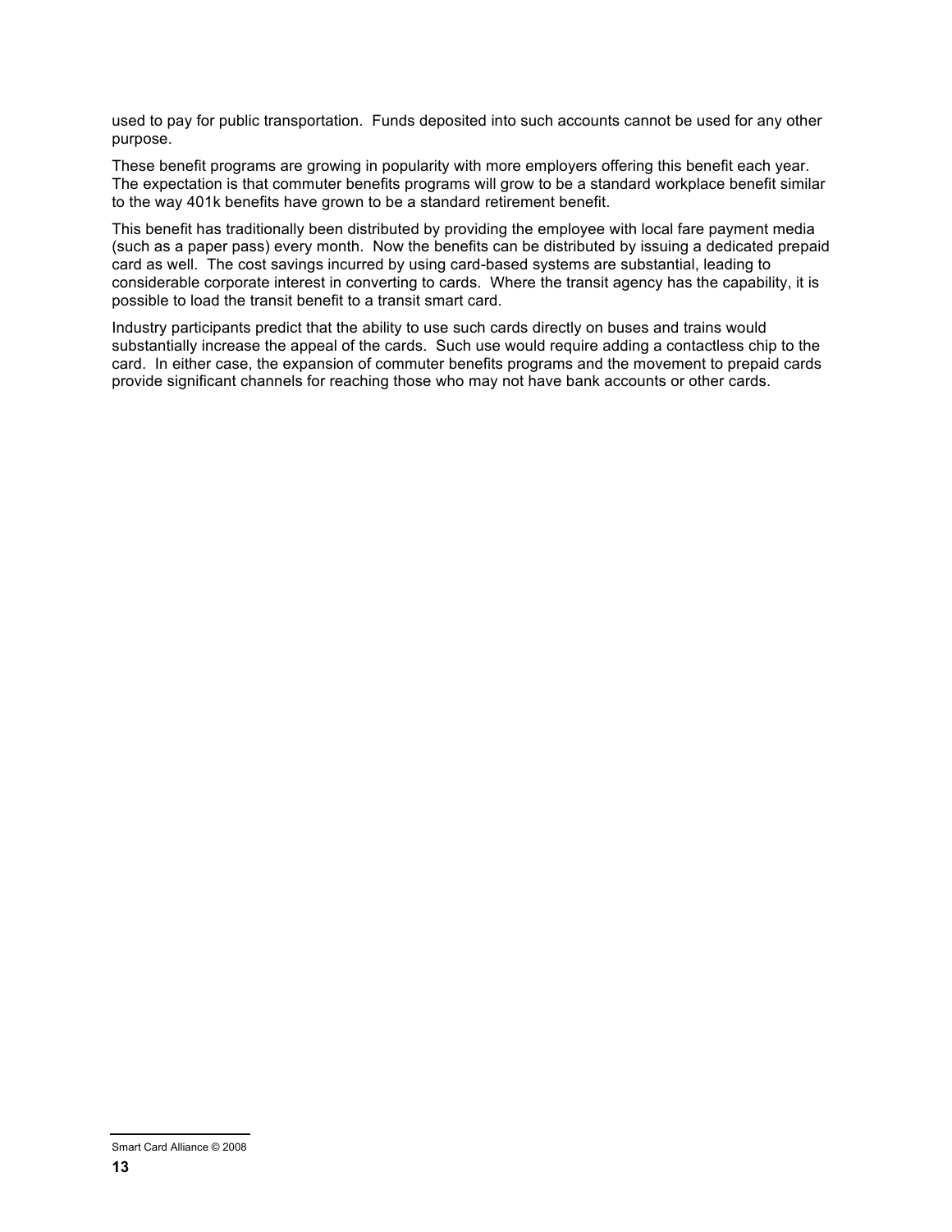used to pay for public transportation.  Funds deposited into such accounts cannot be used for any other purpose.

These benefit programs are growing in popularity with more employers offering this benefit each year. The expectation is that commuter benefits programs will grow to be a standard workplace benefit similar to the way 401k benefits have grown to be a standard retirement benefit.

This benefit has traditionally been distributed by providing the employee with local fare payment media (such as a paper pass) every month.  Now the benefits can be distributed by issuing a dedicated prepaid card as well.  The cost savings incurred by using card-based systems are substantial, leading to considerable corporate interest in converting to cards.  Where the transit agency has the capability, it is possible to load the transit benefit to a transit smart card.

Industry participants predict that the ability to use such cards directly on buses and trains would substantially increase the appeal of the cards.  Such use would require adding a contactless chip to the card.  In either case, the expansion of commuter benefits programs and the movement to prepaid cards provide significant channels for reaching those who may not have bank accounts or other cards.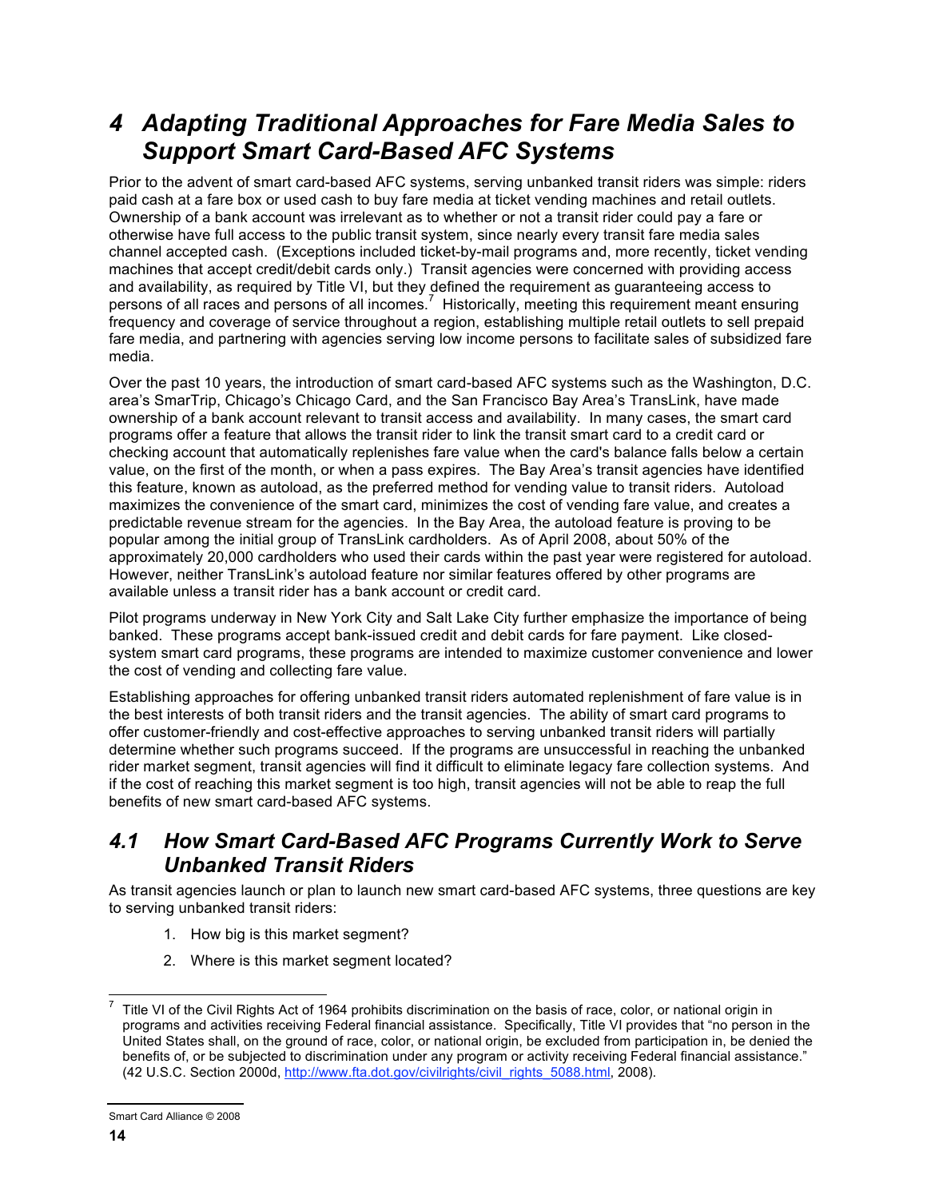# 4 Adapting Traditional Approaches for Fare Media Sales to Support Smart Card-Based AFC Systems

Prior to the advent of smart card-based AFC systems, serving unbanked transit riders was simple: riders paid cash at a fare box or used cash to buy fare media at ticket vending machines and retail outlets. Ownership of a bank account was irrelevant as to whether or not a transit rider could pay a fare or otherwise have full access to the public transit system, since nearly every transit fare media sales channel accepted cash. (Exceptions included ticket-by-mail programs and, more recently, ticket vending machines that accept credit/debit cards only.) Transit agencies were concerned with providing access and availability, as required by Title VI, but they defined the requirement as guaranteeing access to persons of all races and persons of all incomes.[7] Historically, meeting this requirement meant ensuring frequency and coverage of service throughout a region, establishing multiple retail outlets to sell prepaid fare media, and partnering with agencies serving low income persons to facilitate sales of subsidized fare media.

Over the past 10 years, the introduction of smart card-based AFC systems such as the Washington, D.C. area's SmarTrip, Chicago's Chicago Card, and the San Francisco Bay Area's TransLink, have made ownership of a bank account relevant to transit access and availability. In many cases, the smart card programs offer a feature that allows the transit rider to link the transit smart card to a credit card or checking account that automatically replenishes fare value when the card's balance falls below a certain value, on the first of the month, or when a pass expires. The Bay Area's transit agencies have identified this feature, known as autoload, as the preferred method for vending value to transit riders. Autoload maximizes the convenience of the smart card, minimizes the cost of vending fare value, and creates a predictable revenue stream for the agencies. In the Bay Area, the autoload feature is proving to be popular among the initial group of TransLink cardholders. As of April 2008, about 50% of the approximately 20,000 cardholders who used their cards within the past year were registered for autoload. However, neither TransLink's autoload feature nor similar features offered by other programs are available unless a transit rider has a bank account or credit card.

Pilot programs underway in New York City and Salt Lake City further emphasize the importance of being banked. These programs accept bank-issued credit and debit cards for fare payment. Like closed-system smart card programs, these programs are intended to maximize customer convenience and lower the cost of vending and collecting fare value.

Establishing approaches for offering unbanked transit riders automated replenishment of fare value is in the best interests of both transit riders and the transit agencies. The ability of smart card programs to offer customer-friendly and cost-effective approaches to serving unbanked transit riders will partially determine whether such programs succeed. If the programs are unsuccessful in reaching the unbanked rider market segment, transit agencies will find it difficult to eliminate legacy fare collection systems. And if the cost of reaching this market segment is too high, transit agencies will not be able to reap the full benefits of new smart card-based AFC systems.

## 4.1 How Smart Card-Based AFC Programs Currently Work to Serve Unbanked Transit Riders

As transit agencies launch or plan to launch new smart card-based AFC systems, three questions are key to serving unbanked transit riders:

1. How big is this market segment?
2. Where is this market segment located?

---

[7] Title VI of the Civil Rights Act of 1964 prohibits discrimination on the basis of race, color, or national origin in programs and activities receiving Federal financial assistance. Specifically, Title VI provides that "no person in the United States shall, on the ground of race, color, or national origin, be excluded from participation in, be denied the benefits of, or be subjected to discrimination under any program or activity receiving Federal financial assistance." (42 U.S.C. Section 2000d, http://www.fta.dot.gov/civilrights/civil_rights_5088.html, 2008).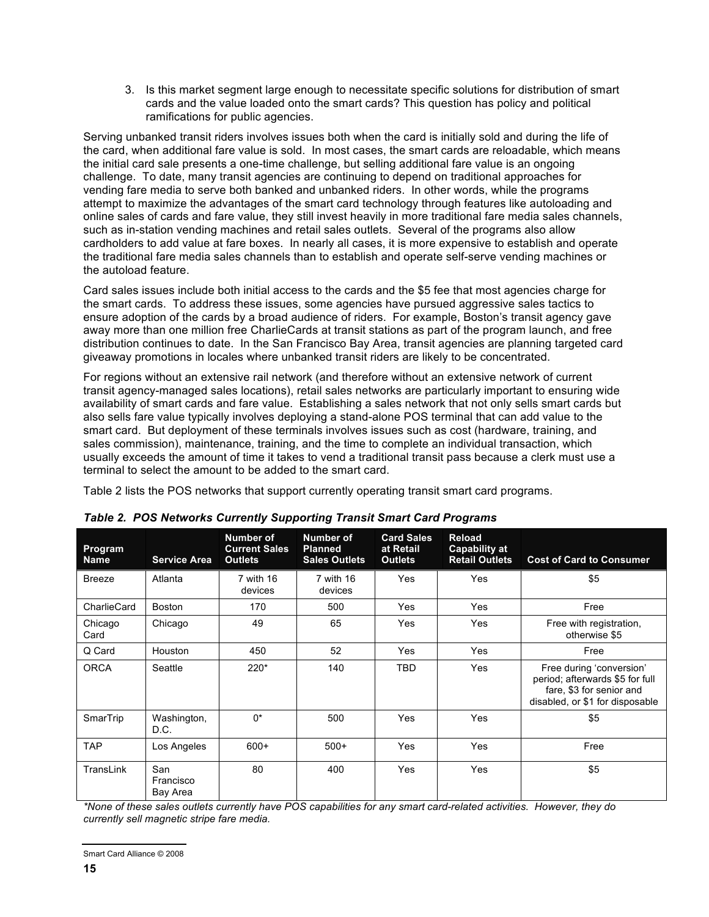3. Is this market segment large enough to necessitate specific solutions for distribution of smart cards and the value loaded onto the smart cards? This question has policy and political ramifications for public agencies.

Serving unbanked transit riders involves issues both when the card is initially sold and during the life of the card, when additional fare value is sold. In most cases, the smart cards are reloadable, which means the initial card sale presents a one-time challenge, but selling additional fare value is an ongoing challenge. To date, many transit agencies are continuing to depend on traditional approaches for vending fare media to serve both banked and unbanked riders. In other words, while the programs attempt to maximize the advantages of the smart card technology through features like autoloading and online sales of cards and fare value, they still invest heavily in more traditional fare media sales channels, such as in-station vending machines and retail sales outlets. Several of the programs also allow cardholders to add value at fare boxes. In nearly all cases, it is more expensive to establish and operate the traditional fare media sales channels than to establish and operate self-serve vending machines or the autoload feature.

Card sales issues include both initial access to the cards and the $5 fee that most agencies charge for the smart cards. To address these issues, some agencies have pursued aggressive sales tactics to ensure adoption of the cards by a broad audience of riders. For example, Boston's transit agency gave away more than one million free CharlieCards at transit stations as part of the program launch, and free distribution continues to date. In the San Francisco Bay Area, transit agencies are planning targeted card giveaway promotions in locales where unbanked transit riders are likely to be concentrated.

For regions without an extensive rail network (and therefore without an extensive network of current transit agency-managed sales locations), retail sales networks are particularly important to ensuring wide availability of smart cards and fare value. Establishing a sales network that not only sells smart cards but also sells fare value typically involves deploying a stand-alone POS terminal that can add value to the smart card. But deployment of these terminals involves issues such as cost (hardware, training, and sales commission), maintenance, training, and the time to complete an individual transaction, which usually exceeds the amount of time it takes to vend a traditional transit pass because a clerk must use a terminal to select the amount to be added to the smart card.

Table 2 lists the POS networks that support currently operating transit smart card programs.

***Table 2. POS Networks Currently Supporting Transit Smart Card Programs***

| Program Name | Service Area | Number of Current Sales Outlets | Number of Planned Sales Outlets | Card Sales at Retail Outlets | Reload Capability at Retail Outlets | Cost of Card to Consumer |
|---|---|---|---|---|---|---|
| Breeze | Atlanta | 7 with 16 devices | 7 with 16 devices | Yes | Yes | $5 |
| CharlieCard | Boston | 170 | 500 | Yes | Yes | Free |
| Chicago Card | Chicago | 49 | 65 | Yes | Yes | Free with registration, otherwise $5 |
| Q Card | Houston | 450 | 52 | Yes | Yes | Free |
| ORCA | Seattle | 220* | 140 | TBD | Yes | Free during 'conversion' period; afterwards $5 for full fare, $3 for senior and disabled, or $1 for disposable |
| SmarTrip | Washington, D.C. | 0* | 500 | Yes | Yes | $5 |
| TAP | Los Angeles | 600+ | 500+ | Yes | Yes | Free |
| TransLink | San Francisco Bay Area | 80 | 400 | Yes | Yes | $5 |

*\*None of these sales outlets currently have POS capabilities for any smart card-related activities. However, they do currently sell magnetic stripe fare media.*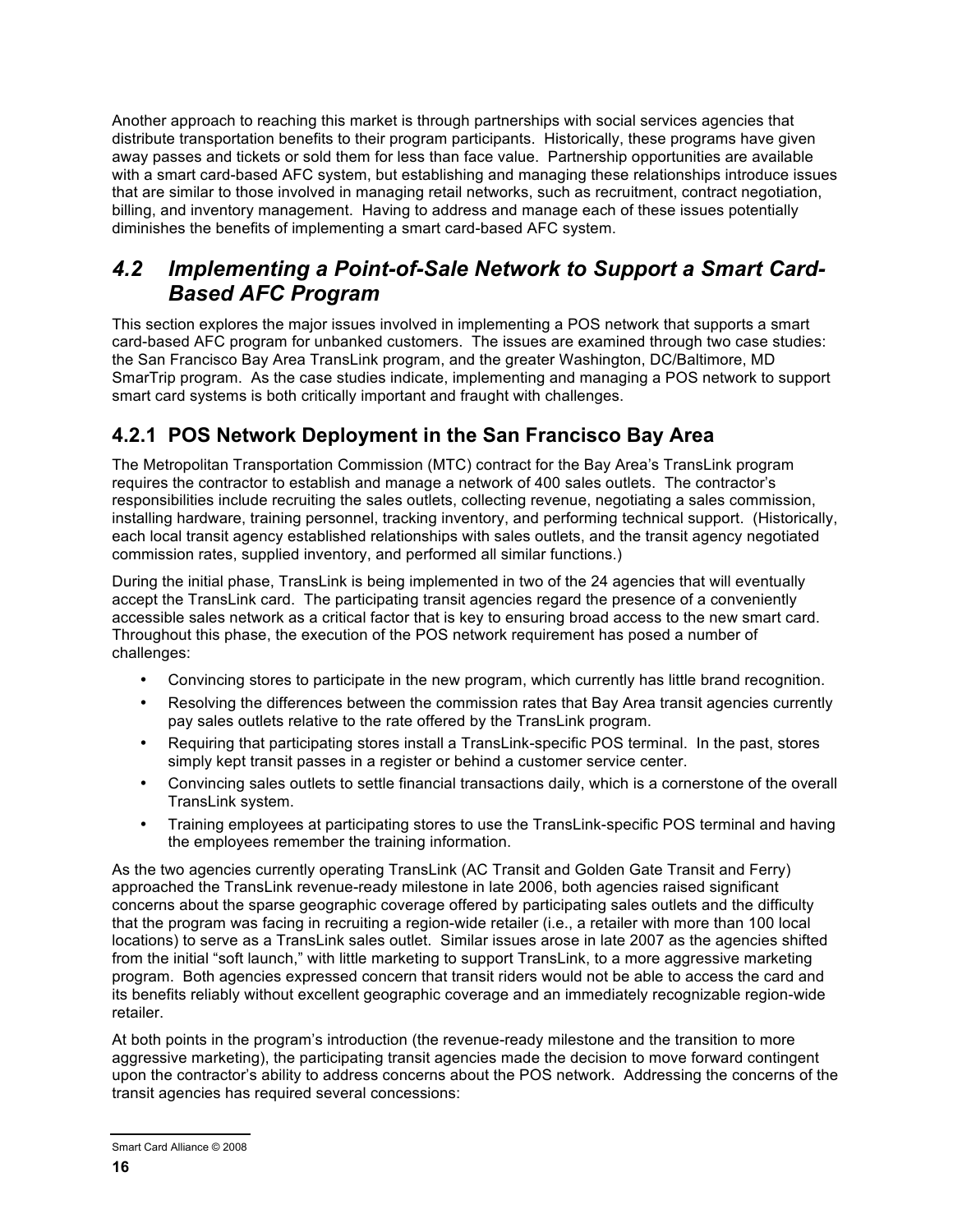Another approach to reaching this market is through partnerships with social services agencies that distribute transportation benefits to their program participants. Historically, these programs have given away passes and tickets or sold them for less than face value. Partnership opportunities are available with a smart card-based AFC system, but establishing and managing these relationships introduce issues that are similar to those involved in managing retail networks, such as recruitment, contract negotiation, billing, and inventory management. Having to address and manage each of these issues potentially diminishes the benefits of implementing a smart card-based AFC system.

## *4.2 Implementing a Point-of-Sale Network to Support a Smart Card-Based AFC Program*

This section explores the major issues involved in implementing a POS network that supports a smart card-based AFC program for unbanked customers. The issues are examined through two case studies: the San Francisco Bay Area TransLink program, and the greater Washington, DC/Baltimore, MD SmarTrip program. As the case studies indicate, implementing and managing a POS network to support smart card systems is both critically important and fraught with challenges.

### 4.2.1 POS Network Deployment in the San Francisco Bay Area

The Metropolitan Transportation Commission (MTC) contract for the Bay Area's TransLink program requires the contractor to establish and manage a network of 400 sales outlets. The contractor's responsibilities include recruiting the sales outlets, collecting revenue, negotiating a sales commission, installing hardware, training personnel, tracking inventory, and performing technical support. (Historically, each local transit agency established relationships with sales outlets, and the transit agency negotiated commission rates, supplied inventory, and performed all similar functions.)

During the initial phase, TransLink is being implemented in two of the 24 agencies that will eventually accept the TransLink card. The participating transit agencies regard the presence of a conveniently accessible sales network as a critical factor that is key to ensuring broad access to the new smart card. Throughout this phase, the execution of the POS network requirement has posed a number of challenges:

- Convincing stores to participate in the new program, which currently has little brand recognition.
- Resolving the differences between the commission rates that Bay Area transit agencies currently pay sales outlets relative to the rate offered by the TransLink program.
- Requiring that participating stores install a TransLink-specific POS terminal. In the past, stores simply kept transit passes in a register or behind a customer service center.
- Convincing sales outlets to settle financial transactions daily, which is a cornerstone of the overall TransLink system.
- Training employees at participating stores to use the TransLink-specific POS terminal and having the employees remember the training information.

As the two agencies currently operating TransLink (AC Transit and Golden Gate Transit and Ferry) approached the TransLink revenue-ready milestone in late 2006, both agencies raised significant concerns about the sparse geographic coverage offered by participating sales outlets and the difficulty that the program was facing in recruiting a region-wide retailer (i.e., a retailer with more than 100 local locations) to serve as a TransLink sales outlet. Similar issues arose in late 2007 as the agencies shifted from the initial "soft launch," with little marketing to support TransLink, to a more aggressive marketing program. Both agencies expressed concern that transit riders would not be able to access the card and its benefits reliably without excellent geographic coverage and an immediately recognizable region-wide retailer.

At both points in the program's introduction (the revenue-ready milestone and the transition to more aggressive marketing), the participating transit agencies made the decision to move forward contingent upon the contractor's ability to address concerns about the POS network. Addressing the concerns of the transit agencies has required several concessions: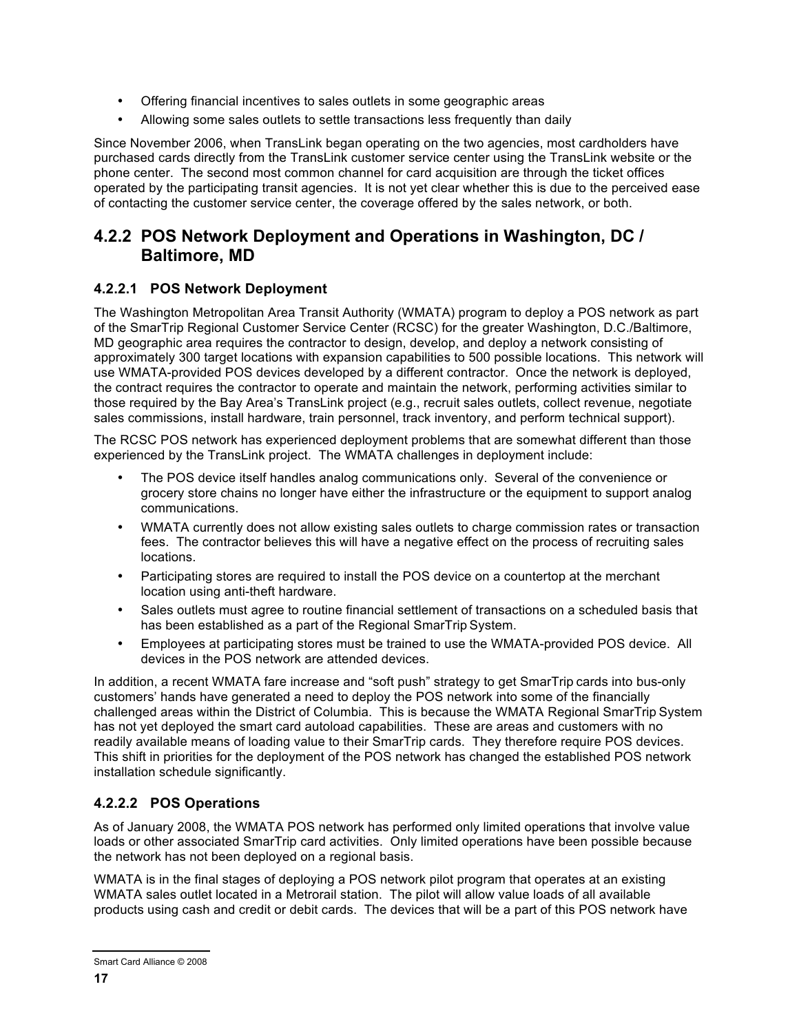- Offering financial incentives to sales outlets in some geographic areas
- Allowing some sales outlets to settle transactions less frequently than daily

Since November 2006, when TransLink began operating on the two agencies, most cardholders have purchased cards directly from the TransLink customer service center using the TransLink website or the phone center. The second most common channel for card acquisition are through the ticket offices operated by the participating transit agencies. It is not yet clear whether this is due to the perceived ease of contacting the customer service center, the coverage offered by the sales network, or both.

## 4.2.2 POS Network Deployment and Operations in Washington, DC / Baltimore, MD

### 4.2.2.1 POS Network Deployment

The Washington Metropolitan Area Transit Authority (WMATA) program to deploy a POS network as part of the SmarTrip Regional Customer Service Center (RCSC) for the greater Washington, D.C./Baltimore, MD geographic area requires the contractor to design, develop, and deploy a network consisting of approximately 300 target locations with expansion capabilities to 500 possible locations. This network will use WMATA-provided POS devices developed by a different contractor. Once the network is deployed, the contract requires the contractor to operate and maintain the network, performing activities similar to those required by the Bay Area's TransLink project (e.g., recruit sales outlets, collect revenue, negotiate sales commissions, install hardware, train personnel, track inventory, and perform technical support).

The RCSC POS network has experienced deployment problems that are somewhat different than those experienced by the TransLink project. The WMATA challenges in deployment include:

- The POS device itself handles analog communications only. Several of the convenience or grocery store chains no longer have either the infrastructure or the equipment to support analog communications.
- WMATA currently does not allow existing sales outlets to charge commission rates or transaction fees. The contractor believes this will have a negative effect on the process of recruiting sales locations.
- Participating stores are required to install the POS device on a countertop at the merchant location using anti-theft hardware.
- Sales outlets must agree to routine financial settlement of transactions on a scheduled basis that has been established as a part of the Regional SmarTrip System.
- Employees at participating stores must be trained to use the WMATA-provided POS device. All devices in the POS network are attended devices.

In addition, a recent WMATA fare increase and "soft push" strategy to get SmarTrip cards into bus-only customers' hands have generated a need to deploy the POS network into some of the financially challenged areas within the District of Columbia. This is because the WMATA Regional SmarTrip System has not yet deployed the smart card autoload capabilities. These are areas and customers with no readily available means of loading value to their SmarTrip cards. They therefore require POS devices. This shift in priorities for the deployment of the POS network has changed the established POS network installation schedule significantly.

### 4.2.2.2 POS Operations

As of January 2008, the WMATA POS network has performed only limited operations that involve value loads or other associated SmarTrip card activities. Only limited operations have been possible because the network has not been deployed on a regional basis.

WMATA is in the final stages of deploying a POS network pilot program that operates at an existing WMATA sales outlet located in a Metrorail station. The pilot will allow value loads of all available products using cash and credit or debit cards. The devices that will be a part of this POS network have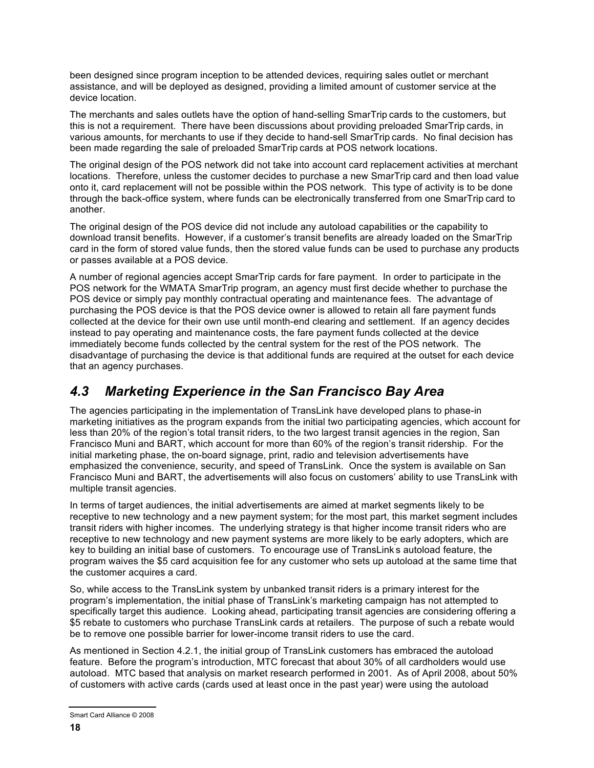been designed since program inception to be attended devices, requiring sales outlet or merchant assistance, and will be deployed as designed, providing a limited amount of customer service at the device location.

The merchants and sales outlets have the option of hand-selling SmarTrip cards to the customers, but this is not a requirement. There have been discussions about providing preloaded SmarTrip cards, in various amounts, for merchants to use if they decide to hand-sell SmarTrip cards. No final decision has been made regarding the sale of preloaded SmarTrip cards at POS network locations.

The original design of the POS network did not take into account card replacement activities at merchant locations. Therefore, unless the customer decides to purchase a new SmarTrip card and then load value onto it, card replacement will not be possible within the POS network. This type of activity is to be done through the back-office system, where funds can be electronically transferred from one SmarTrip card to another.

The original design of the POS device did not include any autoload capabilities or the capability to download transit benefits. However, if a customer's transit benefits are already loaded on the SmarTrip card in the form of stored value funds, then the stored value funds can be used to purchase any products or passes available at a POS device.

A number of regional agencies accept SmarTrip cards for fare payment. In order to participate in the POS network for the WMATA SmarTrip program, an agency must first decide whether to purchase the POS device or simply pay monthly contractual operating and maintenance fees. The advantage of purchasing the POS device is that the POS device owner is allowed to retain all fare payment funds collected at the device for their own use until month-end clearing and settlement. If an agency decides instead to pay operating and maintenance costs, the fare payment funds collected at the device immediately become funds collected by the central system for the rest of the POS network. The disadvantage of purchasing the device is that additional funds are required at the outset for each device that an agency purchases.

## *4.3 Marketing Experience in the San Francisco Bay Area*

The agencies participating in the implementation of TransLink have developed plans to phase-in marketing initiatives as the program expands from the initial two participating agencies, which account for less than 20% of the region's total transit riders, to the two largest transit agencies in the region, San Francisco Muni and BART, which account for more than 60% of the region's transit ridership. For the initial marketing phase, the on-board signage, print, radio and television advertisements have emphasized the convenience, security, and speed of TransLink. Once the system is available on San Francisco Muni and BART, the advertisements will also focus on customers' ability to use TransLink with multiple transit agencies.

In terms of target audiences, the initial advertisements are aimed at market segments likely to be receptive to new technology and a new payment system; for the most part, this market segment includes transit riders with higher incomes. The underlying strategy is that higher income transit riders who are receptive to new technology and new payment systems are more likely to be early adopters, which are key to building an initial base of customers. To encourage use of TransLink's autoload feature, the program waives the $5 card acquisition fee for any customer who sets up autoload at the same time that the customer acquires a card.

So, while access to the TransLink system by unbanked transit riders is a primary interest for the program's implementation, the initial phase of TransLink's marketing campaign has not attempted to specifically target this audience. Looking ahead, participating transit agencies are considering offering a $5 rebate to customers who purchase TransLink cards at retailers. The purpose of such a rebate would be to remove one possible barrier for lower-income transit riders to use the card.

As mentioned in Section 4.2.1, the initial group of TransLink customers has embraced the autoload feature. Before the program's introduction, MTC forecast that about 30% of all cardholders would use autoload. MTC based that analysis on market research performed in 2001. As of April 2008, about 50% of customers with active cards (cards used at least once in the past year) were using the autoload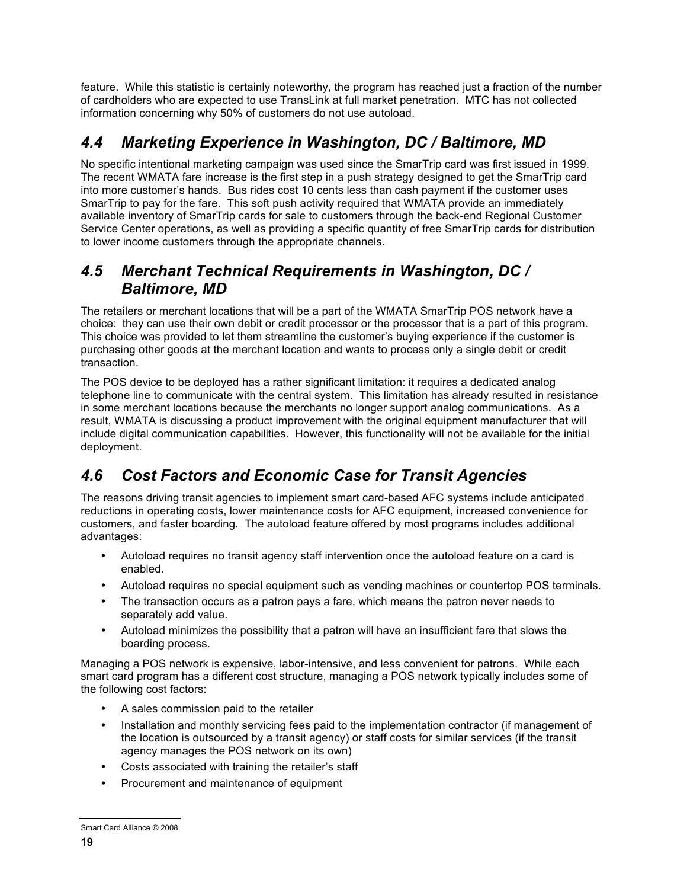feature. While this statistic is certainly noteworthy, the program has reached just a fraction of the number of cardholders who are expected to use TransLink at full market penetration. MTC has not collected information concerning why 50% of customers do not use autoload.

## *4.4 Marketing Experience in Washington, DC / Baltimore, MD*

No specific intentional marketing campaign was used since the SmarTrip card was first issued in 1999. The recent WMATA fare increase is the first step in a push strategy designed to get the SmarTrip card into more customer's hands. Bus rides cost 10 cents less than cash payment if the customer uses SmarTrip to pay for the fare. This soft push activity required that WMATA provide an immediately available inventory of SmarTrip cards for sale to customers through the back-end Regional Customer Service Center operations, as well as providing a specific quantity of free SmarTrip cards for distribution to lower income customers through the appropriate channels.

## *4.5 Merchant Technical Requirements in Washington, DC / Baltimore, MD*

The retailers or merchant locations that will be a part of the WMATA SmarTrip POS network have a choice: they can use their own debit or credit processor or the processor that is a part of this program. This choice was provided to let them streamline the customer's buying experience if the customer is purchasing other goods at the merchant location and wants to process only a single debit or credit transaction.

The POS device to be deployed has a rather significant limitation: it requires a dedicated analog telephone line to communicate with the central system. This limitation has already resulted in resistance in some merchant locations because the merchants no longer support analog communications. As a result, WMATA is discussing a product improvement with the original equipment manufacturer that will include digital communication capabilities. However, this functionality will not be available for the initial deployment.

## *4.6 Cost Factors and Economic Case for Transit Agencies*

The reasons driving transit agencies to implement smart card-based AFC systems include anticipated reductions in operating costs, lower maintenance costs for AFC equipment, increased convenience for customers, and faster boarding. The autoload feature offered by most programs includes additional advantages:

- Autoload requires no transit agency staff intervention once the autoload feature on a card is enabled.
- Autoload requires no special equipment such as vending machines or countertop POS terminals.
- The transaction occurs as a patron pays a fare, which means the patron never needs to separately add value.
- Autoload minimizes the possibility that a patron will have an insufficient fare that slows the boarding process.

Managing a POS network is expensive, labor-intensive, and less convenient for patrons. While each smart card program has a different cost structure, managing a POS network typically includes some of the following cost factors:

- A sales commission paid to the retailer
- Installation and monthly servicing fees paid to the implementation contractor (if management of the location is outsourced by a transit agency) or staff costs for similar services (if the transit agency manages the POS network on its own)
- Costs associated with training the retailer's staff
- Procurement and maintenance of equipment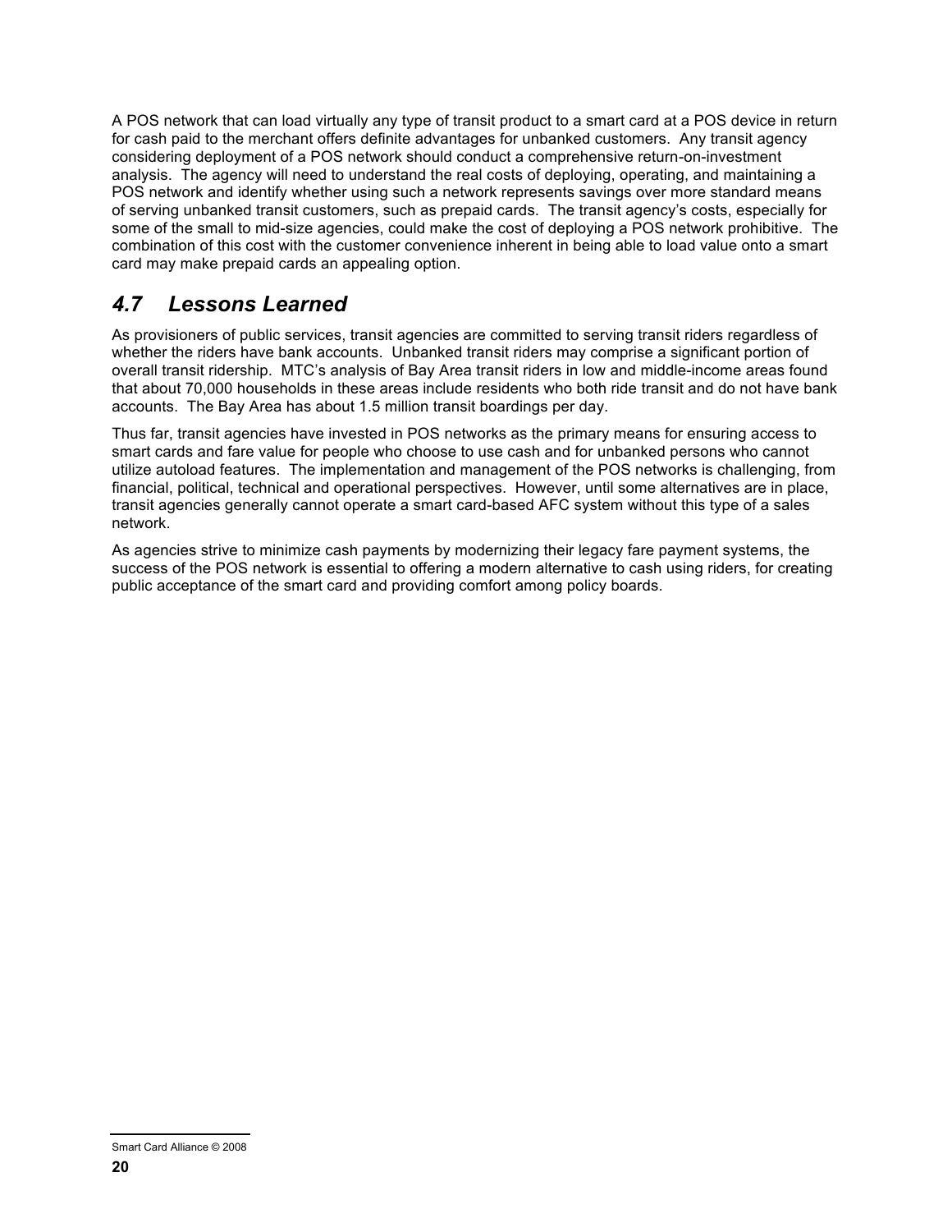A POS network that can load virtually any type of transit product to a smart card at a POS device in return for cash paid to the merchant offers definite advantages for unbanked customers. Any transit agency considering deployment of a POS network should conduct a comprehensive return-on-investment analysis. The agency will need to understand the real costs of deploying, operating, and maintaining a POS network and identify whether using such a network represents savings over more standard means of serving unbanked transit customers, such as prepaid cards. The transit agency's costs, especially for some of the small to mid-size agencies, could make the cost of deploying a POS network prohibitive. The combination of this cost with the customer convenience inherent in being able to load value onto a smart card may make prepaid cards an appealing option.

## *4.7 Lessons Learned*

As provisioners of public services, transit agencies are committed to serving transit riders regardless of whether the riders have bank accounts. Unbanked transit riders may comprise a significant portion of overall transit ridership. MTC's analysis of Bay Area transit riders in low and middle-income areas found that about 70,000 households in these areas include residents who both ride transit and do not have bank accounts. The Bay Area has about 1.5 million transit boardings per day.

Thus far, transit agencies have invested in POS networks as the primary means for ensuring access to smart cards and fare value for people who choose to use cash and for unbanked persons who cannot utilize autoload features. The implementation and management of the POS networks is challenging, from financial, political, technical and operational perspectives. However, until some alternatives are in place, transit agencies generally cannot operate a smart card-based AFC system without this type of a sales network.

As agencies strive to minimize cash payments by modernizing their legacy fare payment systems, the success of the POS network is essential to offering a modern alternative to cash using riders, for creating public acceptance of the smart card and providing comfort among policy boards.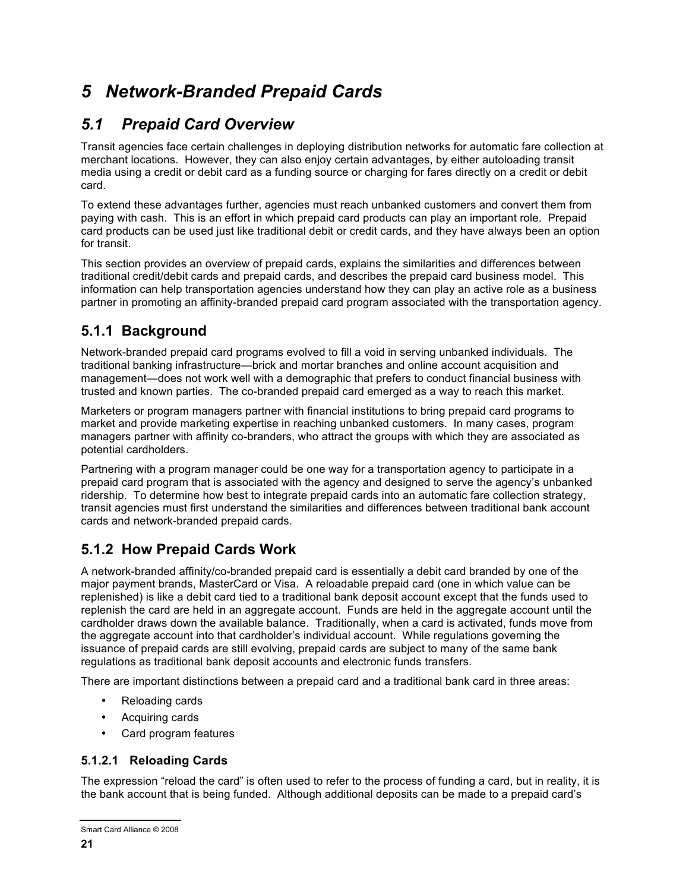# 5 Network-Branded Prepaid Cards

## 5.1 Prepaid Card Overview

Transit agencies face certain challenges in deploying distribution networks for automatic fare collection at merchant locations. However, they can also enjoy certain advantages, by either autoloading transit media using a credit or debit card as a funding source or charging for fares directly on a credit or debit card.

To extend these advantages further, agencies must reach unbanked customers and convert them from paying with cash. This is an effort in which prepaid card products can play an important role. Prepaid card products can be used just like traditional debit or credit cards, and they have always been an option for transit.

This section provides an overview of prepaid cards, explains the similarities and differences between traditional credit/debit cards and prepaid cards, and describes the prepaid card business model. This information can help transportation agencies understand how they can play an active role as a business partner in promoting an affinity-branded prepaid card program associated with the transportation agency.

### 5.1.1 Background

Network-branded prepaid card programs evolved to fill a void in serving unbanked individuals. The traditional banking infrastructure—brick and mortar branches and online account acquisition and management—does not work well with a demographic that prefers to conduct financial business with trusted and known parties. The co-branded prepaid card emerged as a way to reach this market.

Marketers or program managers partner with financial institutions to bring prepaid card programs to market and provide marketing expertise in reaching unbanked customers. In many cases, program managers partner with affinity co-branders, who attract the groups with which they are associated as potential cardholders.

Partnering with a program manager could be one way for a transportation agency to participate in a prepaid card program that is associated with the agency and designed to serve the agency's unbanked ridership. To determine how best to integrate prepaid cards into an automatic fare collection strategy, transit agencies must first understand the similarities and differences between traditional bank account cards and network-branded prepaid cards.

### 5.1.2 How Prepaid Cards Work

A network-branded affinity/co-branded prepaid card is essentially a debit card branded by one of the major payment brands, MasterCard or Visa. A reloadable prepaid card (one in which value can be replenished) is like a debit card tied to a traditional bank deposit account except that the funds used to replenish the card are held in an aggregate account. Funds are held in the aggregate account until the cardholder draws down the available balance. Traditionally, when a card is activated, funds move from the aggregate account into that cardholder's individual account. While regulations governing the issuance of prepaid cards are still evolving, prepaid cards are subject to many of the same bank regulations as traditional bank deposit accounts and electronic funds transfers.

There are important distinctions between a prepaid card and a traditional bank card in three areas:

- Reloading cards
- Acquiring cards
- Card program features

#### 5.1.2.1 Reloading Cards

The expression "reload the card" is often used to refer to the process of funding a card, but in reality, it is the bank account that is being funded. Although additional deposits can be made to a prepaid card's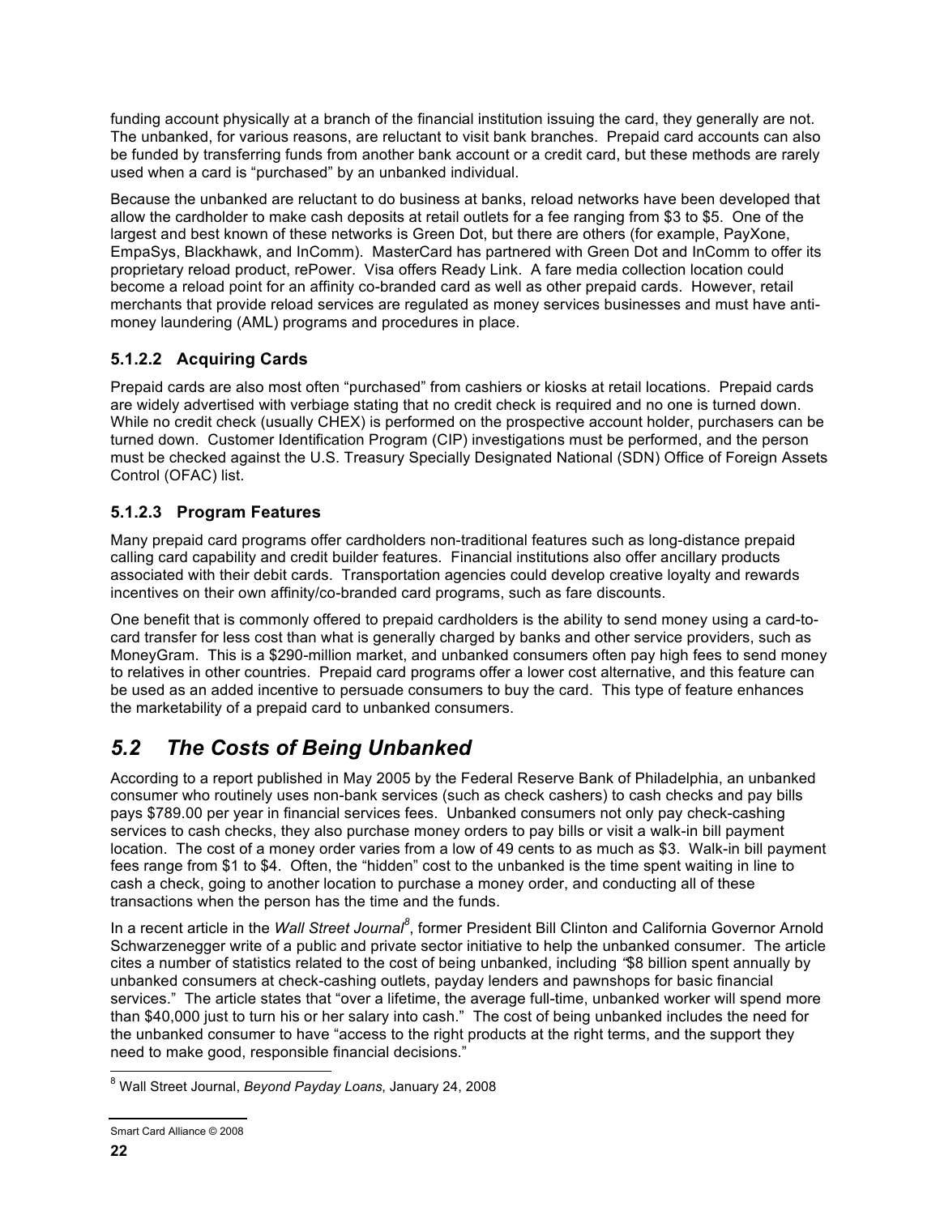funding account physically at a branch of the financial institution issuing the card, they generally are not. The unbanked, for various reasons, are reluctant to visit bank branches. Prepaid card accounts can also be funded by transferring funds from another bank account or a credit card, but these methods are rarely used when a card is "purchased" by an unbanked individual.

Because the unbanked are reluctant to do business at banks, reload networks have been developed that allow the cardholder to make cash deposits at retail outlets for a fee ranging from $3 to $5. One of the largest and best known of these networks is Green Dot, but there are others (for example, PayXone, EmpaSys, Blackhawk, and InComm). MasterCard has partnered with Green Dot and InComm to offer its proprietary reload product, rePower. Visa offers Ready Link. A fare media collection location could become a reload point for an affinity co-branded card as well as other prepaid cards. However, retail merchants that provide reload services are regulated as money services businesses and must have anti-money laundering (AML) programs and procedures in place.

#### 5.1.2.2 Acquiring Cards

Prepaid cards are also most often "purchased" from cashiers or kiosks at retail locations. Prepaid cards are widely advertised with verbiage stating that no credit check is required and no one is turned down. While no credit check (usually CHEX) is performed on the prospective account holder, purchasers can be turned down. Customer Identification Program (CIP) investigations must be performed, and the person must be checked against the U.S. Treasury Specially Designated National (SDN) Office of Foreign Assets Control (OFAC) list.

#### 5.1.2.3 Program Features

Many prepaid card programs offer cardholders non-traditional features such as long-distance prepaid calling card capability and credit builder features. Financial institutions also offer ancillary products associated with their debit cards. Transportation agencies could develop creative loyalty and rewards incentives on their own affinity/co-branded card programs, such as fare discounts.

One benefit that is commonly offered to prepaid cardholders is the ability to send money using a card-to-card transfer for less cost than what is generally charged by banks and other service providers, such as MoneyGram. This is a $290-million market, and unbanked consumers often pay high fees to send money to relatives in other countries. Prepaid card programs offer a lower cost alternative, and this feature can be used as an added incentive to persuade consumers to buy the card. This type of feature enhances the marketability of a prepaid card to unbanked consumers.

## *5.2 The Costs of Being Unbanked*

According to a report published in May 2005 by the Federal Reserve Bank of Philadelphia, an unbanked consumer who routinely uses non-bank services (such as check cashers) to cash checks and pay bills pays $789.00 per year in financial services fees. Unbanked consumers not only pay check-cashing services to cash checks, they also purchase money orders to pay bills or visit a walk-in bill payment location. The cost of a money order varies from a low of 49 cents to as much as $3. Walk-in bill payment fees range from $1 to $4. Often, the "hidden" cost to the unbanked is the time spent waiting in line to cash a check, going to another location to purchase a money order, and conducting all of these transactions when the person has the time and the funds.

In a recent article in the *Wall Street Journal*[8], former President Bill Clinton and California Governor Arnold Schwarzenegger write of a public and private sector initiative to help the unbanked consumer. The article cites a number of statistics related to the cost of being unbanked, including "$8 billion spent annually by unbanked consumers at check-cashing outlets, payday lenders and pawnshops for basic financial services." The article states that "over a lifetime, the average full-time, unbanked worker will spend more than $40,000 just to turn his or her salary into cash." The cost of being unbanked includes the need for the unbanked consumer to have "access to the right products at the right terms, and the support they need to make good, responsible financial decisions."

[8] Wall Street Journal, *Beyond Payday Loans*, January 24, 2008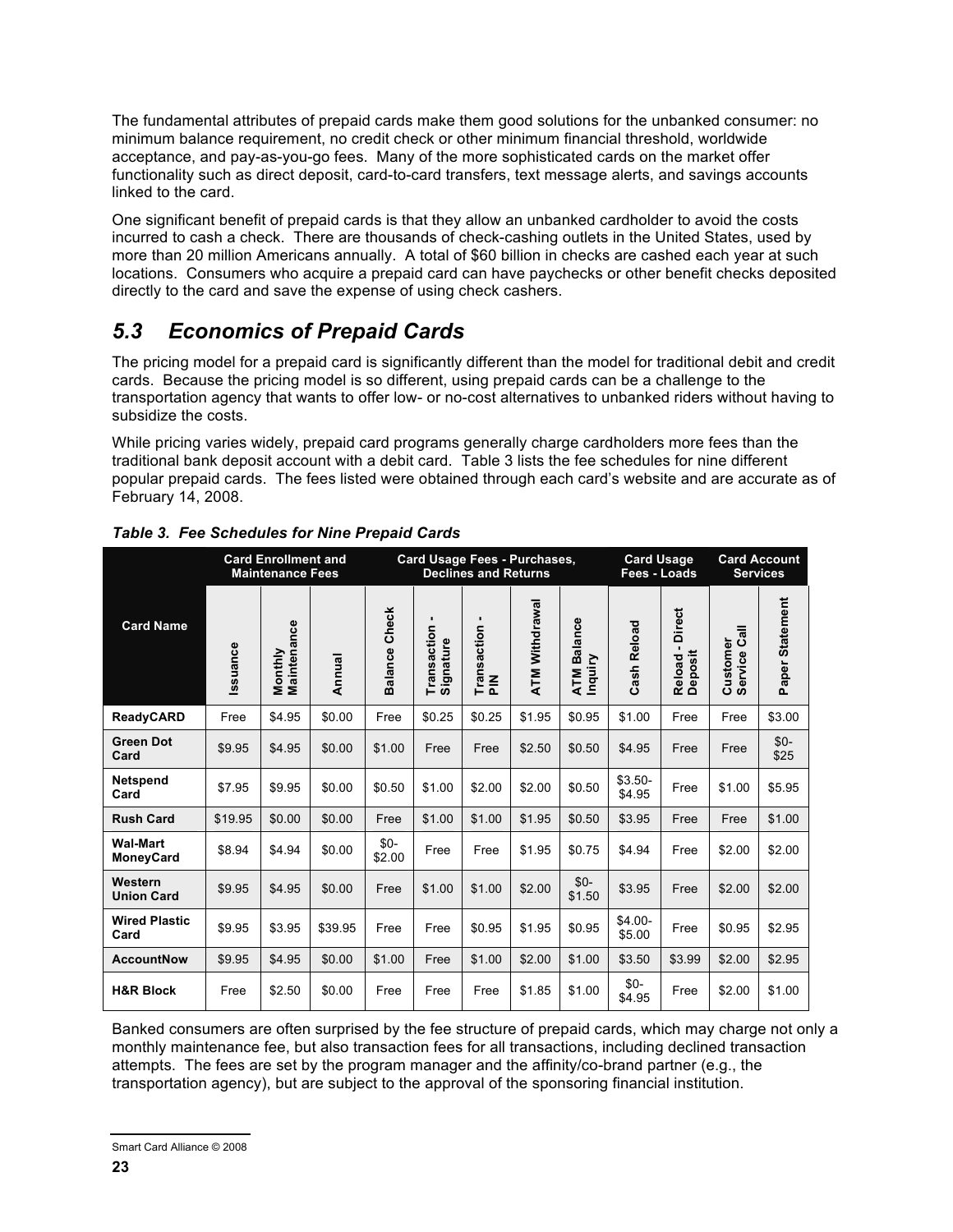The fundamental attributes of prepaid cards make them good solutions for the unbanked consumer: no minimum balance requirement, no credit check or other minimum financial threshold, worldwide acceptance, and pay-as-you-go fees. Many of the more sophisticated cards on the market offer functionality such as direct deposit, card-to-card transfers, text message alerts, and savings accounts linked to the card.

One significant benefit of prepaid cards is that they allow an unbanked cardholder to avoid the costs incurred to cash a check. There are thousands of check-cashing outlets in the United States, used by more than 20 million Americans annually. A total of $60 billion in checks are cashed each year at such locations. Consumers who acquire a prepaid card can have paychecks or other benefit checks deposited directly to the card and save the expense of using check cashers.

## *5.3 Economics of Prepaid Cards*

The pricing model for a prepaid card is significantly different than the model for traditional debit and credit cards. Because the pricing model is so different, using prepaid cards can be a challenge to the transportation agency that wants to offer low- or no-cost alternatives to unbanked riders without having to subsidize the costs.

While pricing varies widely, prepaid card programs generally charge cardholders more fees than the traditional bank deposit account with a debit card. Table 3 lists the fee schedules for nine different popular prepaid cards. The fees listed were obtained through each card's website and are accurate as of February 14, 2008.

***Table 3. Fee Schedules for Nine Prepaid Cards***

| | Card Enrollment and Maintenance Fees | | | Card Usage Fees - Purchases, Declines and Returns | | | | | Card Usage Fees - Loads | | Card Account Services | |
|---|---|---|---|---|---|---|---|---|---|---|---|---|
| **Card Name** | Issuance | Monthly Maintenance | Annual | Balance Check | Transaction - Signature | Transaction - PIN | ATM Withdrawal | ATM Balance Inquiry | Cash Reload | Reload - Direct Deposit | Customer Service Call | Paper Statement |
| **ReadyCARD** | Free | $4.95 | $0.00 | Free | $0.25 | $0.25 | $1.95 | $0.95 | $1.00 | Free | Free | $3.00 |
| **Green Dot Card** | $9.95 | $4.95 | $0.00 | $1.00 | Free | Free | $2.50 | $0.50 | $4.95 | Free | Free | $0-$25 |
| **Netspend Card** | $7.95 | $9.95 | $0.00 | $0.50 | $1.00 | $2.00 | $2.00 | $0.50 | $3.50-$4.95 | Free | $1.00 | $5.95 |
| **Rush Card** | $19.95 | $0.00 | $0.00 | Free | $1.00 | $1.00 | $1.95 | $0.50 | $3.95 | Free | Free | $1.00 |
| **Wal-Mart MoneyCard** | $8.94 | $4.94 | $0.00 | $0-$2.00 | Free | Free | $1.95 | $0.75 | $4.94 | Free | $2.00 | $2.00 |
| **Western Union Card** | $9.95 | $4.95 | $0.00 | Free | $1.00 | $1.00 | $2.00 | $0-$1.50 | $3.95 | Free | $2.00 | $2.00 |
| **Wired Plastic Card** | $9.95 | $3.95 | $39.95 | Free | Free | $0.95 | $1.95 | $0.95 | $4.00-$5.00 | Free | $0.95 | $2.95 |
| **AccountNow** | $9.95 | $4.95 | $0.00 | $1.00 | Free | $1.00 | $2.00 | $1.00 | $3.50 | $3.99 | $2.00 | $2.95 |
| **H&R Block** | Free | $2.50 | $0.00 | Free | Free | Free | $1.85 | $1.00 | $0-$4.95 | Free | $2.00 | $1.00 |

Banked consumers are often surprised by the fee structure of prepaid cards, which may charge not only a monthly maintenance fee, but also transaction fees for all transactions, including declined transaction attempts. The fees are set by the program manager and the affinity/co-brand partner (e.g., the transportation agency), but are subject to the approval of the sponsoring financial institution.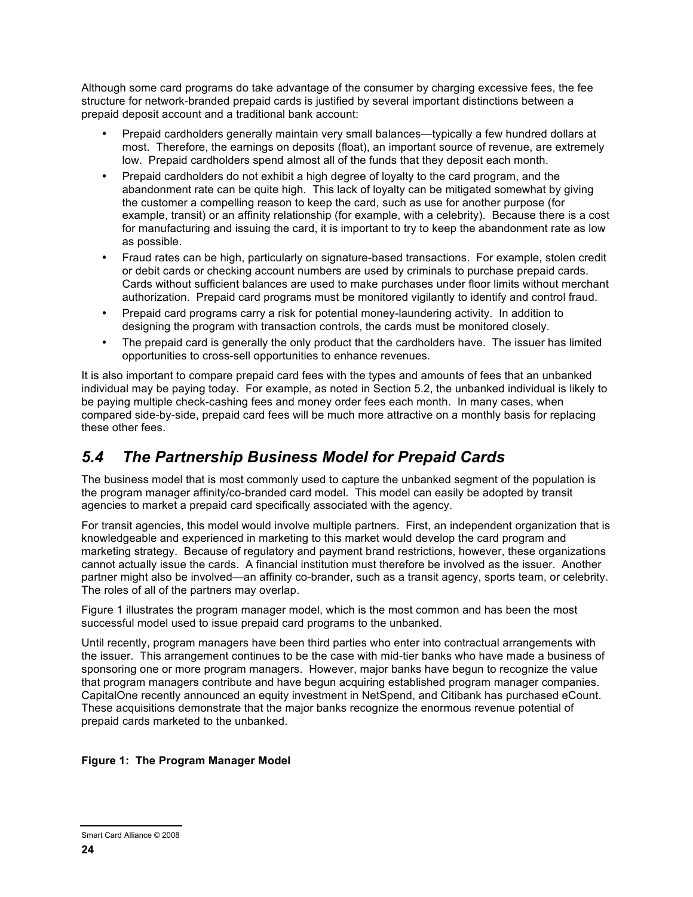Although some card programs do take advantage of the consumer by charging excessive fees, the fee structure for network-branded prepaid cards is justified by several important distinctions between a prepaid deposit account and a traditional bank account:

- Prepaid cardholders generally maintain very small balances—typically a few hundred dollars at most. Therefore, the earnings on deposits (float), an important source of revenue, are extremely low. Prepaid cardholders spend almost all of the funds that they deposit each month.
- Prepaid cardholders do not exhibit a high degree of loyalty to the card program, and the abandonment rate can be quite high. This lack of loyalty can be mitigated somewhat by giving the customer a compelling reason to keep the card, such as use for another purpose (for example, transit) or an affinity relationship (for example, with a celebrity). Because there is a cost for manufacturing and issuing the card, it is important to try to keep the abandonment rate as low as possible.
- Fraud rates can be high, particularly on signature-based transactions. For example, stolen credit or debit cards or checking account numbers are used by criminals to purchase prepaid cards. Cards without sufficient balances are used to make purchases under floor limits without merchant authorization. Prepaid card programs must be monitored vigilantly to identify and control fraud.
- Prepaid card programs carry a risk for potential money-laundering activity. In addition to designing the program with transaction controls, the cards must be monitored closely.
- The prepaid card is generally the only product that the cardholders have. The issuer has limited opportunities to cross-sell opportunities to enhance revenues.

It is also important to compare prepaid card fees with the types and amounts of fees that an unbanked individual may be paying today. For example, as noted in Section 5.2, the unbanked individual is likely to be paying multiple check-cashing fees and money order fees each month. In many cases, when compared side-by-side, prepaid card fees will be much more attractive on a monthly basis for replacing these other fees.

## 5.4 The Partnership Business Model for Prepaid Cards

The business model that is most commonly used to capture the unbanked segment of the population is the program manager affinity/co-branded card model. This model can easily be adopted by transit agencies to market a prepaid card specifically associated with the agency.

For transit agencies, this model would involve multiple partners. First, an independent organization that is knowledgeable and experienced in marketing to this market would develop the card program and marketing strategy. Because of regulatory and payment brand restrictions, however, these organizations cannot actually issue the cards. A financial institution must therefore be involved as the issuer. Another partner might also be involved—an affinity co-brander, such as a transit agency, sports team, or celebrity. The roles of all of the partners may overlap.

Figure 1 illustrates the program manager model, which is the most common and has been the most successful model used to issue prepaid card programs to the unbanked.

Until recently, program managers have been third parties who enter into contractual arrangements with the issuer. This arrangement continues to be the case with mid-tier banks who have made a business of sponsoring one or more program managers. However, major banks have begun to recognize the value that program managers contribute and have begun acquiring established program manager companies. CapitalOne recently announced an equity investment in NetSpend, and Citibank has purchased eCount. These acquisitions demonstrate that the major banks recognize the enormous revenue potential of prepaid cards marketed to the unbanked.

**Figure 1: The Program Manager Model**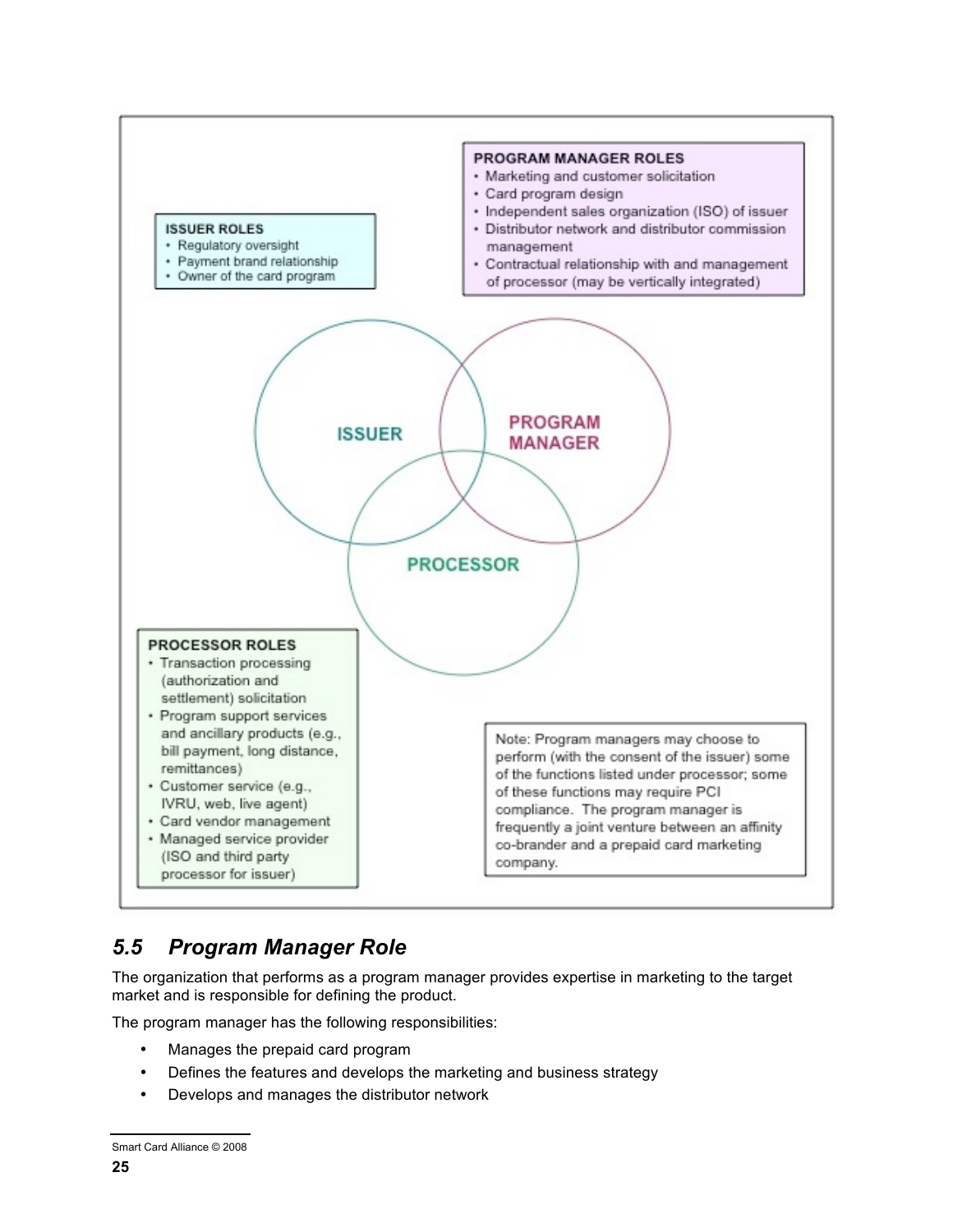**ISSUER ROLES**

- Regulatory oversight
- Payment brand relationship
- Owner of the card program

**PROGRAM MANAGER ROLES**

- Marketing and customer solicitation
- Card program design
- Independent sales organization (ISO) of issuer
- Distributor network and distributor commission management
- Contractual relationship with and management of processor (may be vertically integrated)

ISSUER

PROGRAM MANAGER

PROCESSOR

**PROCESSOR ROLES**

- Transaction processing (authorization and settlement) solicitation
- Program support services and ancillary products (e.g., bill payment, long distance, remittances)
- Customer service (e.g., IVRU, web, live agent)
- Card vendor management
- Managed service provider (ISO and third party processor for issuer)

Note: Program managers may choose to perform (with the consent of the issuer) some of the functions listed under processor; some of these functions may require PCI compliance. The program manager is frequently a joint venture between an affinity co-brander and a prepaid card marketing company.

## *5.5 Program Manager Role*

The organization that performs as a program manager provides expertise in marketing to the target market and is responsible for defining the product.

The program manager has the following responsibilities:

- Manages the prepaid card program
- Defines the features and develops the marketing and business strategy
- Develops and manages the distributor network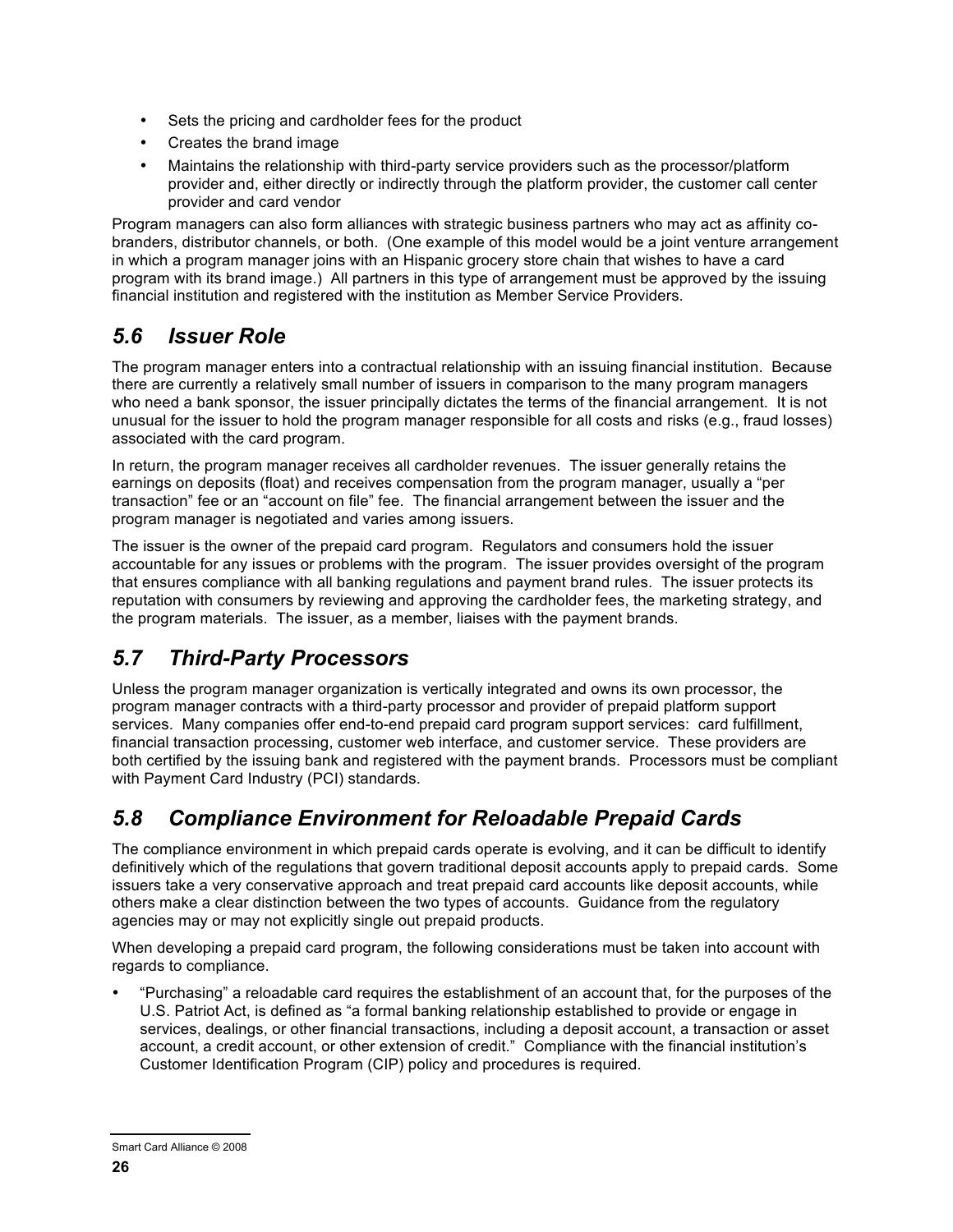- Sets the pricing and cardholder fees for the product
- Creates the brand image
- Maintains the relationship with third-party service providers such as the processor/platform provider and, either directly or indirectly through the platform provider, the customer call center provider and card vendor

Program managers can also form alliances with strategic business partners who may act as affinity co-branders, distributor channels, or both. (One example of this model would be a joint venture arrangement in which a program manager joins with an Hispanic grocery store chain that wishes to have a card program with its brand image.) All partners in this type of arrangement must be approved by the issuing financial institution and registered with the institution as Member Service Providers.

## *5.6 Issuer Role*

The program manager enters into a contractual relationship with an issuing financial institution. Because there are currently a relatively small number of issuers in comparison to the many program managers who need a bank sponsor, the issuer principally dictates the terms of the financial arrangement. It is not unusual for the issuer to hold the program manager responsible for all costs and risks (e.g., fraud losses) associated with the card program.

In return, the program manager receives all cardholder revenues. The issuer generally retains the earnings on deposits (float) and receives compensation from the program manager, usually a "per transaction" fee or an "account on file" fee. The financial arrangement between the issuer and the program manager is negotiated and varies among issuers.

The issuer is the owner of the prepaid card program. Regulators and consumers hold the issuer accountable for any issues or problems with the program. The issuer provides oversight of the program that ensures compliance with all banking regulations and payment brand rules. The issuer protects its reputation with consumers by reviewing and approving the cardholder fees, the marketing strategy, and the program materials. The issuer, as a member, liaises with the payment brands.

## *5.7 Third-Party Processors*

Unless the program manager organization is vertically integrated and owns its own processor, the program manager contracts with a third-party processor and provider of prepaid platform support services. Many companies offer end-to-end prepaid card program support services: card fulfillment, financial transaction processing, customer web interface, and customer service. These providers are both certified by the issuing bank and registered with the payment brands. Processors must be compliant with Payment Card Industry (PCI) standards.

## *5.8 Compliance Environment for Reloadable Prepaid Cards*

The compliance environment in which prepaid cards operate is evolving, and it can be difficult to identify definitively which of the regulations that govern traditional deposit accounts apply to prepaid cards. Some issuers take a very conservative approach and treat prepaid card accounts like deposit accounts, while others make a clear distinction between the two types of accounts. Guidance from the regulatory agencies may or may not explicitly single out prepaid products.

When developing a prepaid card program, the following considerations must be taken into account with regards to compliance.

- "Purchasing" a reloadable card requires the establishment of an account that, for the purposes of the U.S. Patriot Act, is defined as "a formal banking relationship established to provide or engage in services, dealings, or other financial transactions, including a deposit account, a transaction or asset account, a credit account, or other extension of credit." Compliance with the financial institution's Customer Identification Program (CIP) policy and procedures is required.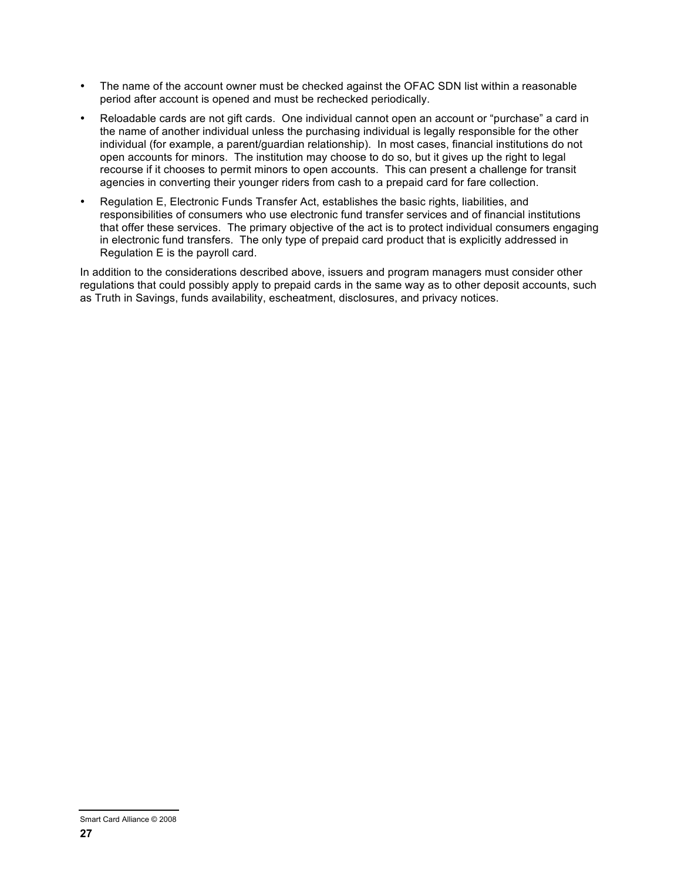- The name of the account owner must be checked against the OFAC SDN list within a reasonable period after account is opened and must be rechecked periodically.
- Reloadable cards are not gift cards. One individual cannot open an account or "purchase" a card in the name of another individual unless the purchasing individual is legally responsible for the other individual (for example, a parent/guardian relationship). In most cases, financial institutions do not open accounts for minors. The institution may choose to do so, but it gives up the right to legal recourse if it chooses to permit minors to open accounts. This can present a challenge for transit agencies in converting their younger riders from cash to a prepaid card for fare collection.
- Regulation E, Electronic Funds Transfer Act, establishes the basic rights, liabilities, and responsibilities of consumers who use electronic fund transfer services and of financial institutions that offer these services. The primary objective of the act is to protect individual consumers engaging in electronic fund transfers. The only type of prepaid card product that is explicitly addressed in Regulation E is the payroll card.

In addition to the considerations described above, issuers and program managers must consider other regulations that could possibly apply to prepaid cards in the same way as to other deposit accounts, such as Truth in Savings, funds availability, escheatment, disclosures, and privacy notices.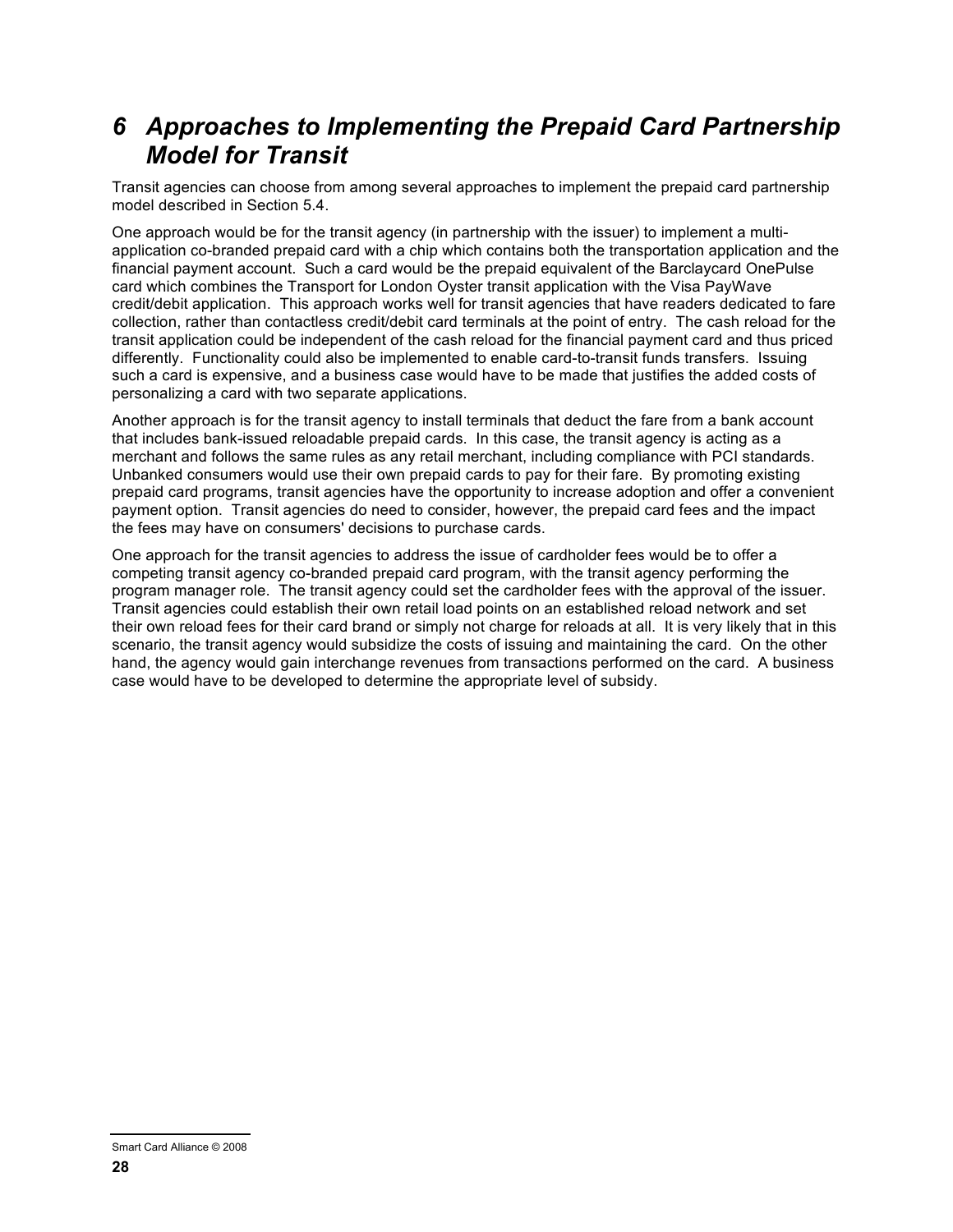# 6 Approaches to Implementing the Prepaid Card Partnership Model for Transit

Transit agencies can choose from among several approaches to implement the prepaid card partnership model described in Section 5.4.

One approach would be for the transit agency (in partnership with the issuer) to implement a multi-application co-branded prepaid card with a chip which contains both the transportation application and the financial payment account. Such a card would be the prepaid equivalent of the Barclaycard OnePulse card which combines the Transport for London Oyster transit application with the Visa PayWave credit/debit application. This approach works well for transit agencies that have readers dedicated to fare collection, rather than contactless credit/debit card terminals at the point of entry. The cash reload for the transit application could be independent of the cash reload for the financial payment card and thus priced differently. Functionality could also be implemented to enable card-to-transit funds transfers. Issuing such a card is expensive, and a business case would have to be made that justifies the added costs of personalizing a card with two separate applications.

Another approach is for the transit agency to install terminals that deduct the fare from a bank account that includes bank-issued reloadable prepaid cards. In this case, the transit agency is acting as a merchant and follows the same rules as any retail merchant, including compliance with PCI standards. Unbanked consumers would use their own prepaid cards to pay for their fare. By promoting existing prepaid card programs, transit agencies have the opportunity to increase adoption and offer a convenient payment option. Transit agencies do need to consider, however, the prepaid card fees and the impact the fees may have on consumers' decisions to purchase cards.

One approach for the transit agencies to address the issue of cardholder fees would be to offer a competing transit agency co-branded prepaid card program, with the transit agency performing the program manager role. The transit agency could set the cardholder fees with the approval of the issuer. Transit agencies could establish their own retail load points on an established reload network and set their own reload fees for their card brand or simply not charge for reloads at all. It is very likely that in this scenario, the transit agency would subsidize the costs of issuing and maintaining the card. On the other hand, the agency would gain interchange revenues from transactions performed on the card. A business case would have to be developed to determine the appropriate level of subsidy.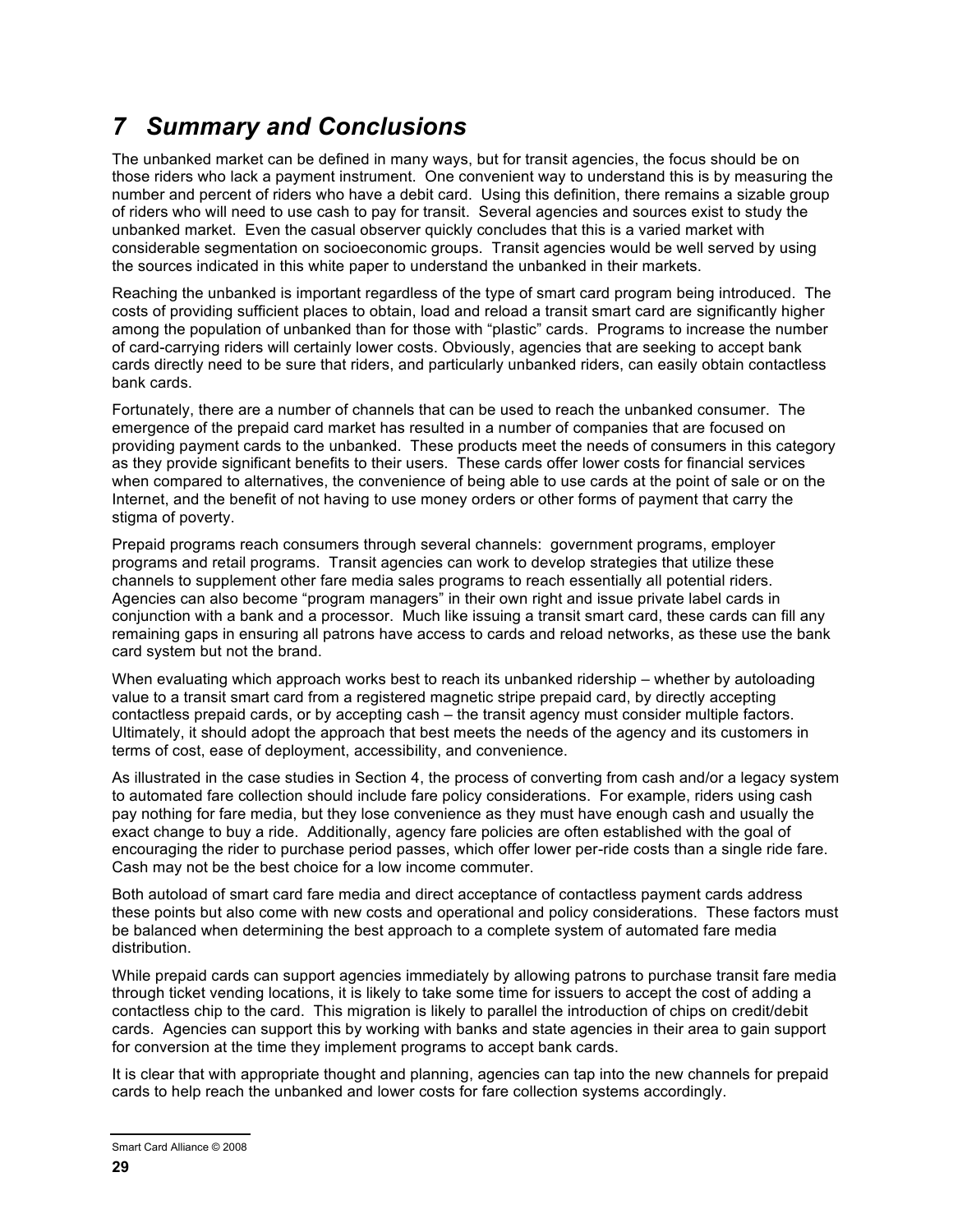# *7 Summary and Conclusions*

The unbanked market can be defined in many ways, but for transit agencies, the focus should be on those riders who lack a payment instrument. One convenient way to understand this is by measuring the number and percent of riders who have a debit card. Using this definition, there remains a sizable group of riders who will need to use cash to pay for transit. Several agencies and sources exist to study the unbanked market. Even the casual observer quickly concludes that this is a varied market with considerable segmentation on socioeconomic groups. Transit agencies would be well served by using the sources indicated in this white paper to understand the unbanked in their markets.

Reaching the unbanked is important regardless of the type of smart card program being introduced. The costs of providing sufficient places to obtain, load and reload a transit smart card are significantly higher among the population of unbanked than for those with "plastic" cards. Programs to increase the number of card-carrying riders will certainly lower costs. Obviously, agencies that are seeking to accept bank cards directly need to be sure that riders, and particularly unbanked riders, can easily obtain contactless bank cards.

Fortunately, there are a number of channels that can be used to reach the unbanked consumer. The emergence of the prepaid card market has resulted in a number of companies that are focused on providing payment cards to the unbanked. These products meet the needs of consumers in this category as they provide significant benefits to their users. These cards offer lower costs for financial services when compared to alternatives, the convenience of being able to use cards at the point of sale or on the Internet, and the benefit of not having to use money orders or other forms of payment that carry the stigma of poverty.

Prepaid programs reach consumers through several channels: government programs, employer programs and retail programs. Transit agencies can work to develop strategies that utilize these channels to supplement other fare media sales programs to reach essentially all potential riders. Agencies can also become "program managers" in their own right and issue private label cards in conjunction with a bank and a processor. Much like issuing a transit smart card, these cards can fill any remaining gaps in ensuring all patrons have access to cards and reload networks, as these use the bank card system but not the brand.

When evaluating which approach works best to reach its unbanked ridership – whether by autoloading value to a transit smart card from a registered magnetic stripe prepaid card, by directly accepting contactless prepaid cards, or by accepting cash – the transit agency must consider multiple factors. Ultimately, it should adopt the approach that best meets the needs of the agency and its customers in terms of cost, ease of deployment, accessibility, and convenience.

As illustrated in the case studies in Section 4, the process of converting from cash and/or a legacy system to automated fare collection should include fare policy considerations. For example, riders using cash pay nothing for fare media, but they lose convenience as they must have enough cash and usually the exact change to buy a ride. Additionally, agency fare policies are often established with the goal of encouraging the rider to purchase period passes, which offer lower per-ride costs than a single ride fare. Cash may not be the best choice for a low income commuter.

Both autoload of smart card fare media and direct acceptance of contactless payment cards address these points but also come with new costs and operational and policy considerations. These factors must be balanced when determining the best approach to a complete system of automated fare media distribution.

While prepaid cards can support agencies immediately by allowing patrons to purchase transit fare media through ticket vending locations, it is likely to take some time for issuers to accept the cost of adding a contactless chip to the card. This migration is likely to parallel the introduction of chips on credit/debit cards. Agencies can support this by working with banks and state agencies in their area to gain support for conversion at the time they implement programs to accept bank cards.

It is clear that with appropriate thought and planning, agencies can tap into the new channels for prepaid cards to help reach the unbanked and lower costs for fare collection systems accordingly.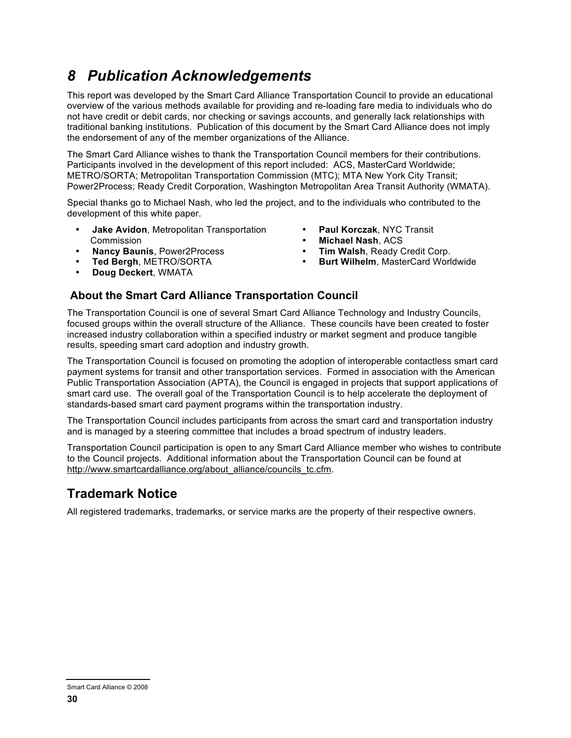# *8 Publication Acknowledgements*

This report was developed by the Smart Card Alliance Transportation Council to provide an educational overview of the various methods available for providing and re-loading fare media to individuals who do not have credit or debit cards, nor checking or savings accounts, and generally lack relationships with traditional banking institutions. Publication of this document by the Smart Card Alliance does not imply the endorsement of any of the member organizations of the Alliance.

The Smart Card Alliance wishes to thank the Transportation Council members for their contributions. Participants involved in the development of this report included: ACS, MasterCard Worldwide; METRO/SORTA; Metropolitan Transportation Commission (MTC); MTA New York City Transit; Power2Process; Ready Credit Corporation, Washington Metropolitan Area Transit Authority (WMATA).

Special thanks go to Michael Nash, who led the project, and to the individuals who contributed to the development of this white paper.

- **Jake Avidon**, Metropolitan Transportation Commission
- **Nancy Baunis**, Power2Process
- **Ted Bergh**, METRO/SORTA
- **Doug Deckert**, WMATA
- **Paul Korczak**, NYC Transit
- **Michael Nash**, ACS
- **Tim Walsh**, Ready Credit Corp.
- **Burt Wilhelm**, MasterCard Worldwide

### About the Smart Card Alliance Transportation Council

The Transportation Council is one of several Smart Card Alliance Technology and Industry Councils, focused groups within the overall structure of the Alliance. These councils have been created to foster increased industry collaboration within a specified industry or market segment and produce tangible results, speeding smart card adoption and industry growth.

The Transportation Council is focused on promoting the adoption of interoperable contactless smart card payment systems for transit and other transportation services. Formed in association with the American Public Transportation Association (APTA), the Council is engaged in projects that support applications of smart card use. The overall goal of the Transportation Council is to help accelerate the deployment of standards-based smart card payment programs within the transportation industry.

The Transportation Council includes participants from across the smart card and transportation industry and is managed by a steering committee that includes a broad spectrum of industry leaders.

Transportation Council participation is open to any Smart Card Alliance member who wishes to contribute to the Council projects. Additional information about the Transportation Council can be found at http://www.smartcardalliance.org/about_alliance/councils_tc.cfm.

## Trademark Notice

All registered trademarks, trademarks, or service marks are the property of their respective owners.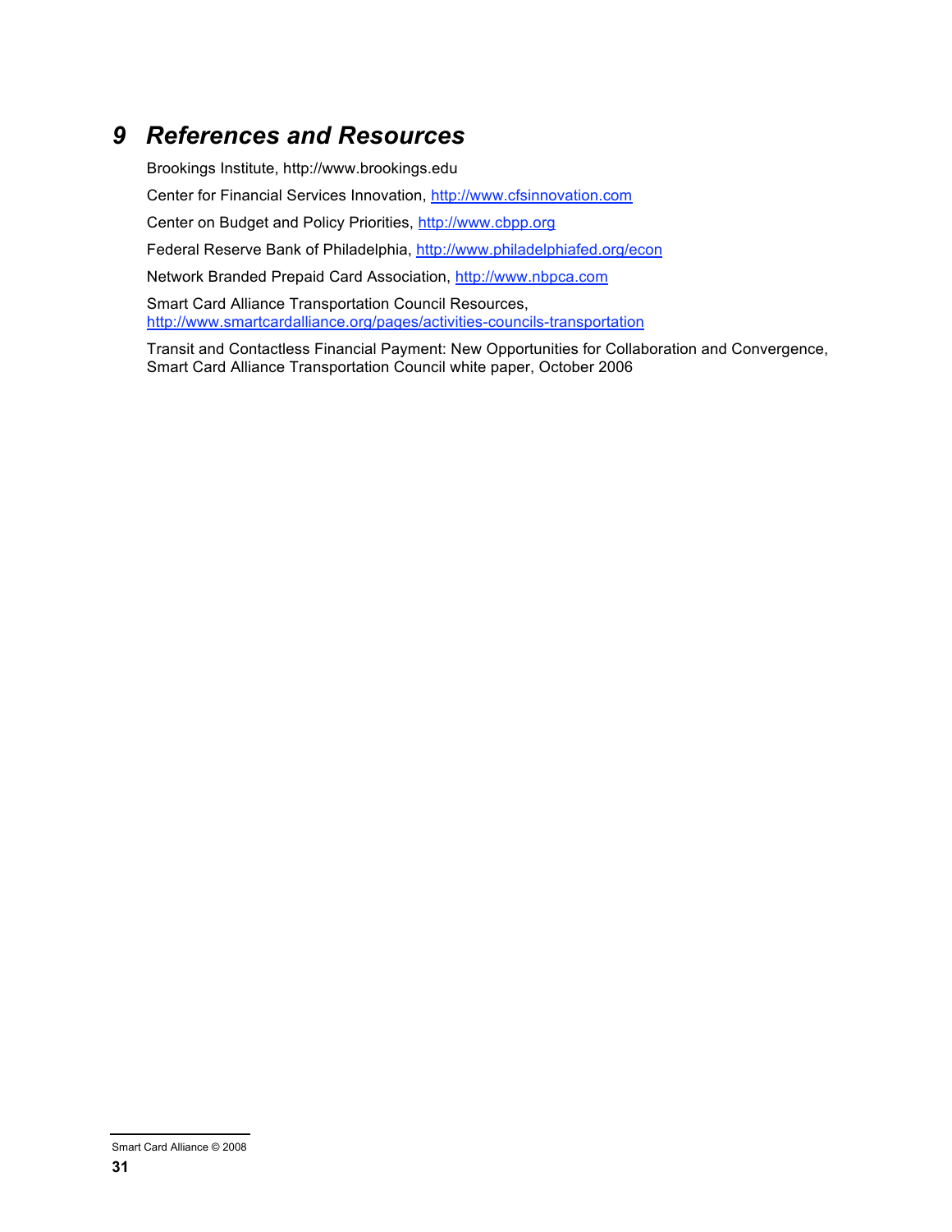# 9 *References and Resources*

Brookings Institute, http://www.brookings.edu

Center for Financial Services Innovation, http://www.cfsinnovation.com

Center on Budget and Policy Priorities, http://www.cbpp.org

Federal Reserve Bank of Philadelphia, http://www.philadelphiafed.org/econ

Network Branded Prepaid Card Association, http://www.nbpca.com

Smart Card Alliance Transportation Council Resources, http://www.smartcardalliance.org/pages/activities-councils-transportation

Transit and Contactless Financial Payment: New Opportunities for Collaboration and Convergence, Smart Card Alliance Transportation Council white paper, October 2006